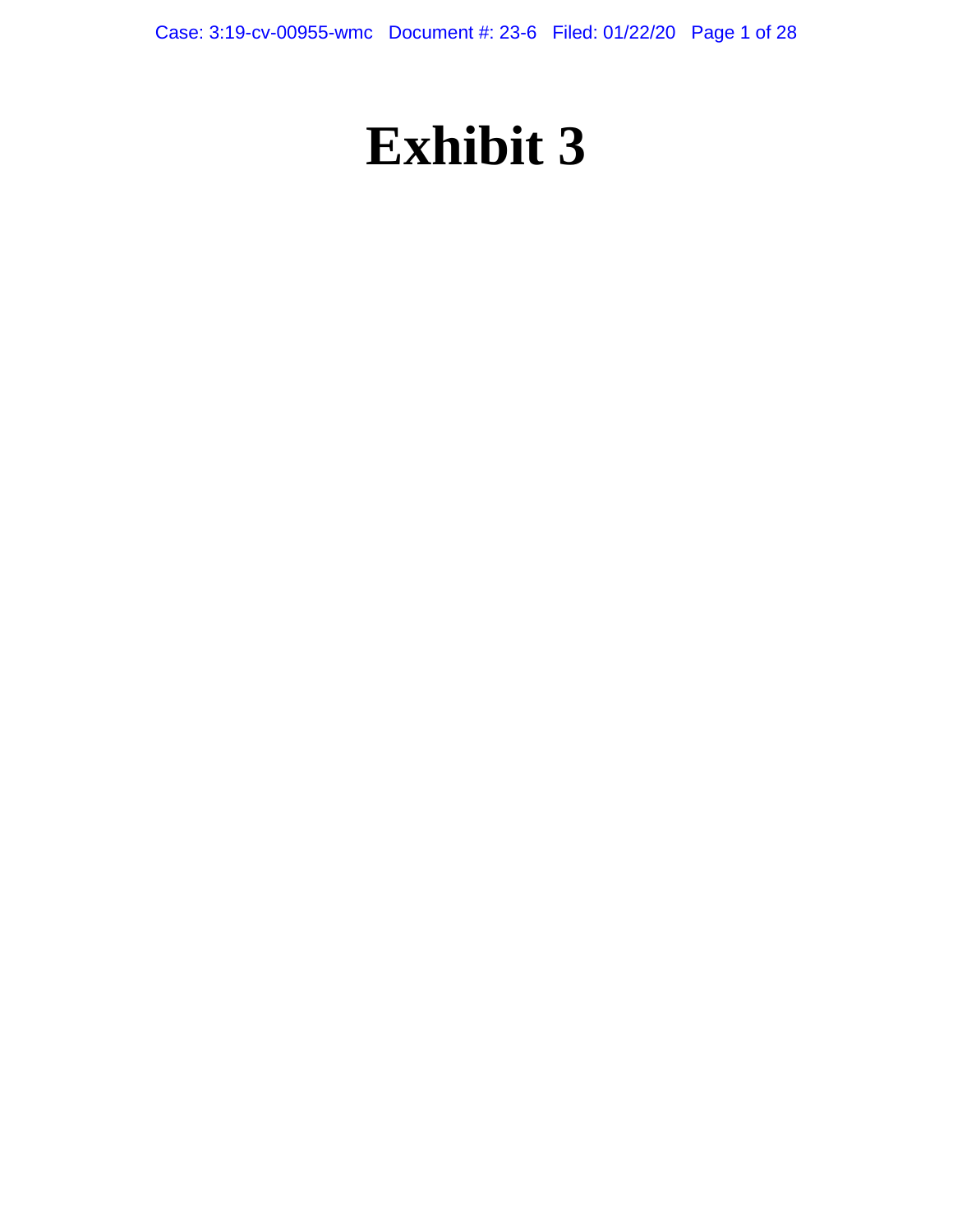# Exhibit 3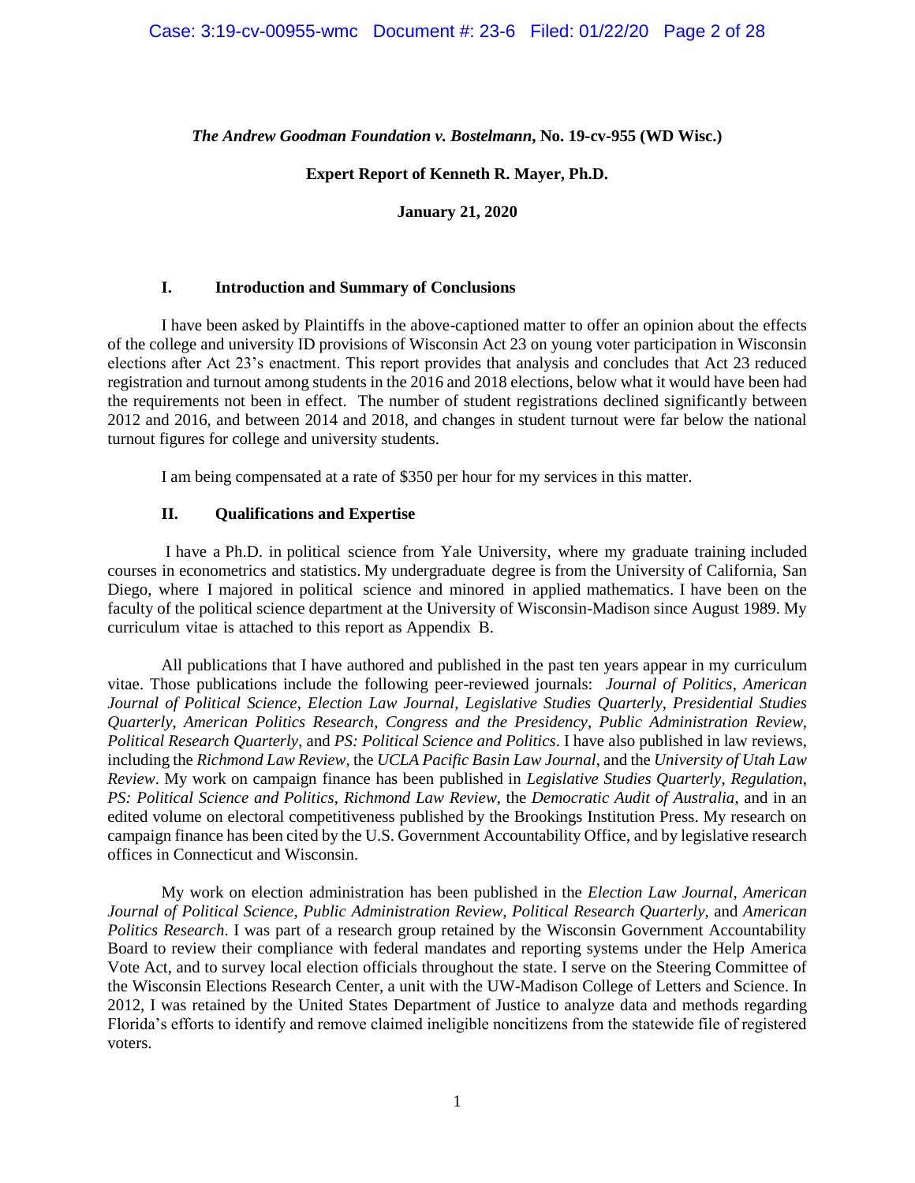***The Andrew Goodman Foundation v. Bostelmann*, No. 19-cv-955 (WD Wisc.)**

**Expert Report of Kenneth R. Mayer, Ph.D.**

**January 21, 2020**

## I. Introduction and Summary of Conclusions

I have been asked by Plaintiffs in the above-captioned matter to offer an opinion about the effects of the college and university ID provisions of Wisconsin Act 23 on young voter participation in Wisconsin elections after Act 23's enactment. This report provides that analysis and concludes that Act 23 reduced registration and turnout among students in the 2016 and 2018 elections, below what it would have been had the requirements not been in effect. The number of student registrations declined significantly between 2012 and 2016, and between 2014 and 2018, and changes in student turnout were far below the national turnout figures for college and university students.

I am being compensated at a rate of $350 per hour for my services in this matter.

## II. Qualifications and Expertise

I have a Ph.D. in political science from Yale University, where my graduate training included courses in econometrics and statistics. My undergraduate degree is from the University of California, San Diego, where I majored in political science and minored in applied mathematics. I have been on the faculty of the political science department at the University of Wisconsin-Madison since August 1989. My curriculum vitae is attached to this report as Appendix B.

All publications that I have authored and published in the past ten years appear in my curriculum vitae. Those publications include the following peer-reviewed journals: *Journal of Politics*, *American Journal of Political Science*, *Election Law Journal*, *Legislative Studies Quarterly*, *Presidential Studies Quarterly*, *American Politics Research*, *Congress and the Presidency*, *Public Administration Review*, *Political Research Quarterly*, and *PS: Political Science and Politics*. I have also published in law reviews, including the *Richmond Law Review*, the *UCLA Pacific Basin Law Journal*, and the *University of Utah Law Review*. My work on campaign finance has been published in *Legislative Studies Quarterly*, *Regulation*, *PS: Political Science and Politics*, *Richmond Law Review*, the *Democratic Audit of Australia*, and in an edited volume on electoral competitiveness published by the Brookings Institution Press. My research on campaign finance has been cited by the U.S. Government Accountability Office, and by legislative research offices in Connecticut and Wisconsin.

My work on election administration has been published in the *Election Law Journal*, *American Journal of Political Science*, *Public Administration Review*, *Political Research Quarterly*, and *American Politics Research*. I was part of a research group retained by the Wisconsin Government Accountability Board to review their compliance with federal mandates and reporting systems under the Help America Vote Act, and to survey local election officials throughout the state. I serve on the Steering Committee of the Wisconsin Elections Research Center, a unit with the UW-Madison College of Letters and Science. In 2012, I was retained by the United States Department of Justice to analyze data and methods regarding Florida's efforts to identify and remove claimed ineligible noncitizens from the statewide file of registered voters.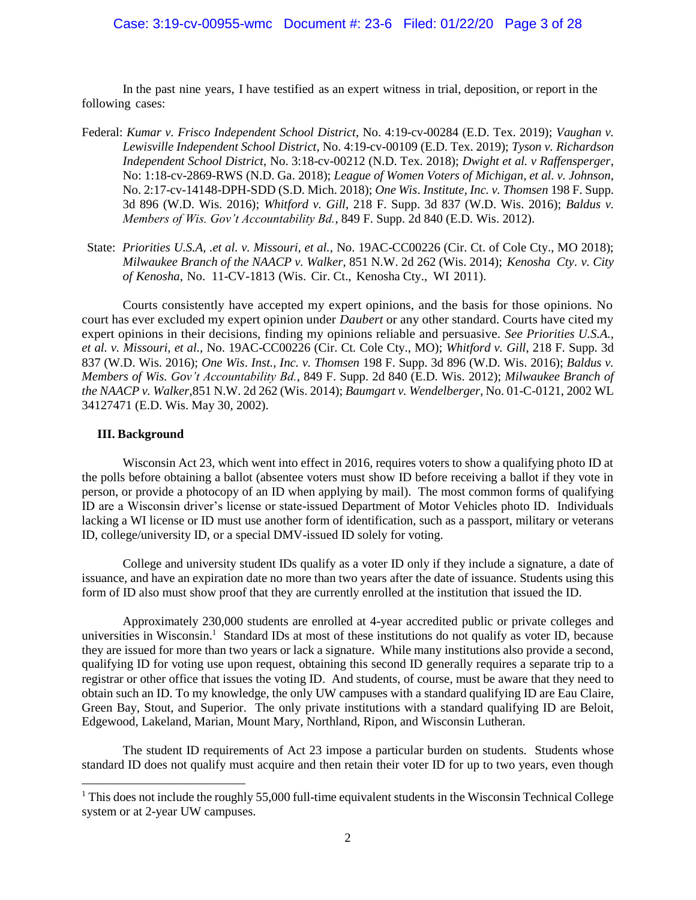In the past nine years, I have testified as an expert witness in trial, deposition, or report in the following cases:

Federal: *Kumar v. Frisco Independent School District*, No. 4:19-cv-00284 (E.D. Tex. 2019); *Vaughan v. Lewisville Independent School District*, No. 4:19-cv-00109 (E.D. Tex. 2019); *Tyson v. Richardson Independent School District*, No. 3:18-cv-00212 (N.D. Tex. 2018); *Dwight et al. v Raffensperger*, No: 1:18-cv-2869-RWS (N.D. Ga. 2018); *League of Women Voters of Michigan, et al. v. Johnson*, No. 2:17-cv-14148-DPH-SDD (S.D. Mich. 2018); *One Wis. Institute, Inc. v. Thomsen* 198 F. Supp. 3d 896 (W.D. Wis. 2016); *Whitford v. Gill*, 218 F. Supp. 3d 837 (W.D. Wis. 2016); *Baldus v. Members of Wis. Gov't Accountability Bd.*, 849 F. Supp. 2d 840 (E.D. Wis. 2012).

State: *Priorities U.S.A, .et al. v. Missouri, et al.*, No. 19AC-CC00226 (Cir. Ct. of Cole Cty., MO 2018); *Milwaukee Branch of the NAACP v. Walker*, 851 N.W. 2d 262 (Wis. 2014); *Kenosha Cty. v. City of Kenosha*, No. 11-CV-1813 (Wis. Cir. Ct., Kenosha Cty., WI 2011).

Courts consistently have accepted my expert opinions, and the basis for those opinions. No court has ever excluded my expert opinion under *Daubert* or any other standard. Courts have cited my expert opinions in their decisions, finding my opinions reliable and persuasive. *See Priorities U.S.A., et al. v. Missouri, et al.*, No. 19AC-CC00226 (Cir. Ct. Cole Cty., MO); *Whitford v. Gill*, 218 F. Supp. 3d 837 (W.D. Wis. 2016); *One Wis. Inst., Inc. v. Thomsen* 198 F. Supp. 3d 896 (W.D. Wis. 2016); *Baldus v. Members of Wis. Gov't Accountability Bd.*, 849 F. Supp. 2d 840 (E.D. Wis. 2012); *Milwaukee Branch of the NAACP v. Walker*,851 N.W. 2d 262 (Wis. 2014); *Baumgart v. Wendelberger*, No. 01-C-0121, 2002 WL 34127471 (E.D. Wis. May 30, 2002).

## III. Background

Wisconsin Act 23, which went into effect in 2016, requires voters to show a qualifying photo ID at the polls before obtaining a ballot (absentee voters must show ID before receiving a ballot if they vote in person, or provide a photocopy of an ID when applying by mail). The most common forms of qualifying ID are a Wisconsin driver's license or state-issued Department of Motor Vehicles photo ID. Individuals lacking a WI license or ID must use another form of identification, such as a passport, military or veterans ID, college/university ID, or a special DMV-issued ID solely for voting.

College and university student IDs qualify as a voter ID only if they include a signature, a date of issuance, and have an expiration date no more than two years after the date of issuance. Students using this form of ID also must show proof that they are currently enrolled at the institution that issued the ID.

Approximately 230,000 students are enrolled at 4-year accredited public or private colleges and universities in Wisconsin.[1] Standard IDs at most of these institutions do not qualify as voter ID, because they are issued for more than two years or lack a signature. While many institutions also provide a second, qualifying ID for voting use upon request, obtaining this second ID generally requires a separate trip to a registrar or other office that issues the voting ID. And students, of course, must be aware that they need to obtain such an ID. To my knowledge, the only UW campuses with a standard qualifying ID are Eau Claire, Green Bay, Stout, and Superior. The only private institutions with a standard qualifying ID are Beloit, Edgewood, Lakeland, Marian, Mount Mary, Northland, Ripon, and Wisconsin Lutheran.

The student ID requirements of Act 23 impose a particular burden on students. Students whose standard ID does not qualify must acquire and then retain their voter ID for up to two years, even though

[1] This does not include the roughly 55,000 full-time equivalent students in the Wisconsin Technical College system or at 2-year UW campuses.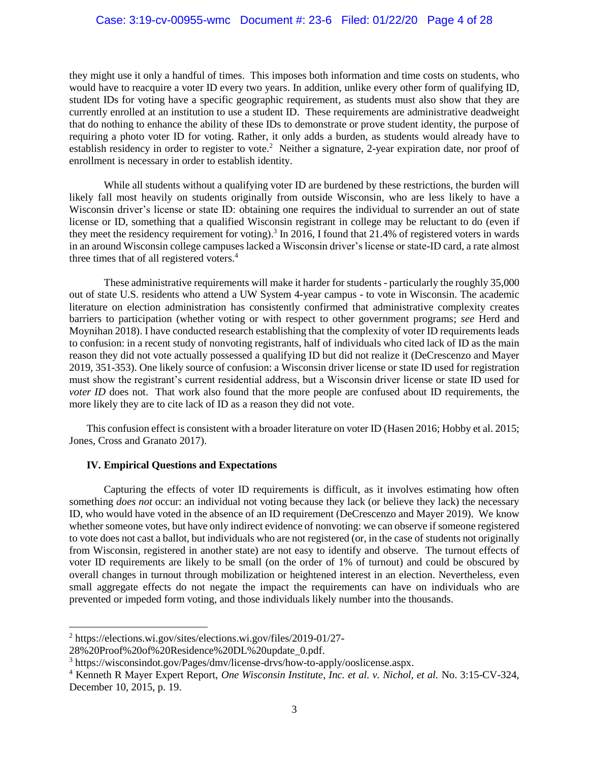they might use it only a handful of times. This imposes both information and time costs on students, who would have to reacquire a voter ID every two years. In addition, unlike every other form of qualifying ID, student IDs for voting have a specific geographic requirement, as students must also show that they are currently enrolled at an institution to use a student ID. These requirements are administrative deadweight that do nothing to enhance the ability of these IDs to demonstrate or prove student identity, the purpose of requiring a photo voter ID for voting. Rather, it only adds a burden, as students would already have to establish residency in order to register to vote.[2] Neither a signature, 2-year expiration date, nor proof of enrollment is necessary in order to establish identity.

While all students without a qualifying voter ID are burdened by these restrictions, the burden will likely fall most heavily on students originally from outside Wisconsin, who are less likely to have a Wisconsin driver's license or state ID: obtaining one requires the individual to surrender an out of state license or ID, something that a qualified Wisconsin registrant in college may be reluctant to do (even if they meet the residency requirement for voting).[3] In 2016, I found that 21.4% of registered voters in wards in an around Wisconsin college campuses lacked a Wisconsin driver's license or state-ID card, a rate almost three times that of all registered voters.[4]

These administrative requirements will make it harder for students - particularly the roughly 35,000 out of state U.S. residents who attend a UW System 4-year campus - to vote in Wisconsin. The academic literature on election administration has consistently confirmed that administrative complexity creates barriers to participation (whether voting or with respect to other government programs; *see* Herd and Moynihan 2018). I have conducted research establishing that the complexity of voter ID requirements leads to confusion: in a recent study of nonvoting registrants, half of individuals who cited lack of ID as the main reason they did not vote actually possessed a qualifying ID but did not realize it (DeCrescenzo and Mayer 2019, 351-353). One likely source of confusion: a Wisconsin driver license or state ID used for registration must show the registrant's current residential address, but a Wisconsin driver license or state ID used for *voter ID* does not. That work also found that the more people are confused about ID requirements, the more likely they are to cite lack of ID as a reason they did not vote.

This confusion effect is consistent with a broader literature on voter ID (Hasen 2016; Hobby et al. 2015; Jones, Cross and Granato 2017).

### IV. Empirical Questions and Expectations

Capturing the effects of voter ID requirements is difficult, as it involves estimating how often something *does not* occur: an individual not voting because they lack (or believe they lack) the necessary ID, who would have voted in the absence of an ID requirement (DeCrescenzo and Mayer 2019). We know whether someone votes, but have only indirect evidence of nonvoting: we can observe if someone registered to vote does not cast a ballot, but individuals who are not registered (or, in the case of students not originally from Wisconsin, registered in another state) are not easy to identify and observe. The turnout effects of voter ID requirements are likely to be small (on the order of 1% of turnout) and could be obscured by overall changes in turnout through mobilization or heightened interest in an election. Nevertheless, even small aggregate effects do not negate the impact the requirements can have on individuals who are prevented or impeded form voting, and those individuals likely number into the thousands.

---

[2] https://elections.wi.gov/sites/elections.wi.gov/files/2019-01/27-28%20Proof%20of%20Residence%20DL%20update_0.pdf.

[3] https://wisconsindot.gov/Pages/dmv/license-drvs/how-to-apply/ooslicense.aspx.

[4] Kenneth R Mayer Expert Report, *One Wisconsin Institute, Inc. et al. v. Nichol, et al.* No. 3:15-CV-324, December 10, 2015, p. 19.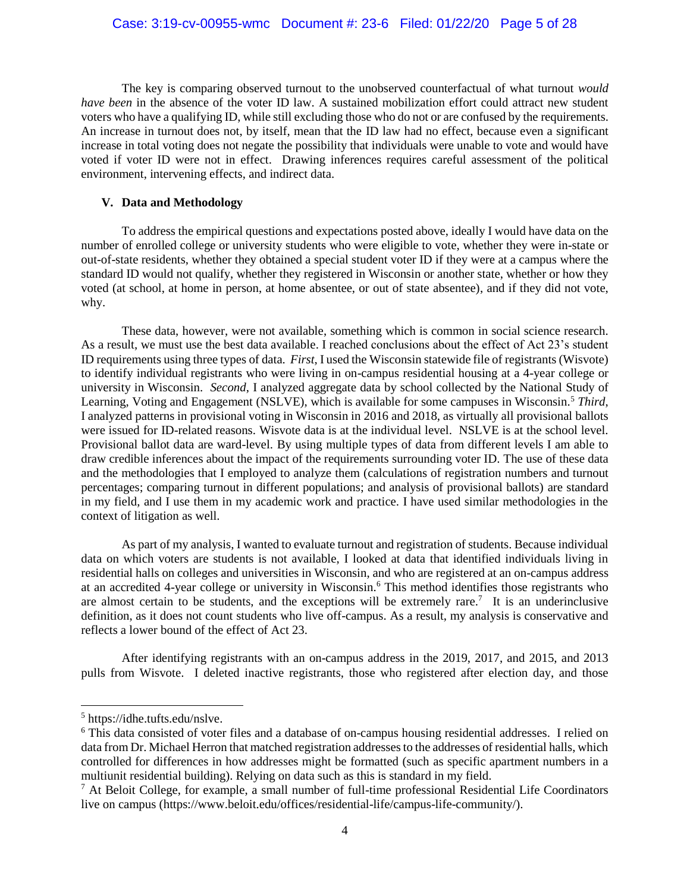The key is comparing observed turnout to the unobserved counterfactual of what turnout *would have been* in the absence of the voter ID law. A sustained mobilization effort could attract new student voters who have a qualifying ID, while still excluding those who do not or are confused by the requirements. An increase in turnout does not, by itself, mean that the ID law had no effect, because even a significant increase in total voting does not negate the possibility that individuals were unable to vote and would have voted if voter ID were not in effect. Drawing inferences requires careful assessment of the political environment, intervening effects, and indirect data.

## V. Data and Methodology

To address the empirical questions and expectations posted above, ideally I would have data on the number of enrolled college or university students who were eligible to vote, whether they were in-state or out-of-state residents, whether they obtained a special student voter ID if they were at a campus where the standard ID would not qualify, whether they registered in Wisconsin or another state, whether or how they voted (at school, at home in person, at home absentee, or out of state absentee), and if they did not vote, why.

These data, however, were not available, something which is common in social science research. As a result, we must use the best data available. I reached conclusions about the effect of Act 23's student ID requirements using three types of data. *First*, I used the Wisconsin statewide file of registrants (Wisvote) to identify individual registrants who were living in on-campus residential housing at a 4-year college or university in Wisconsin. *Second*, I analyzed aggregate data by school collected by the National Study of Learning, Voting and Engagement (NSLVE), which is available for some campuses in Wisconsin.[5] *Third*, I analyzed patterns in provisional voting in Wisconsin in 2016 and 2018, as virtually all provisional ballots were issued for ID-related reasons. Wisvote data is at the individual level. NSLVE is at the school level. Provisional ballot data are ward-level. By using multiple types of data from different levels I am able to draw credible inferences about the impact of the requirements surrounding voter ID. The use of these data and the methodologies that I employed to analyze them (calculations of registration numbers and turnout percentages; comparing turnout in different populations; and analysis of provisional ballots) are standard in my field, and I use them in my academic work and practice. I have used similar methodologies in the context of litigation as well.

As part of my analysis, I wanted to evaluate turnout and registration of students. Because individual data on which voters are students is not available, I looked at data that identified individuals living in residential halls on colleges and universities in Wisconsin, and who are registered at an on-campus address at an accredited 4-year college or university in Wisconsin.[6] This method identifies those registrants who are almost certain to be students, and the exceptions will be extremely rare.[7] It is an underinclusive definition, as it does not count students who live off-campus. As a result, my analysis is conservative and reflects a lower bound of the effect of Act 23.

After identifying registrants with an on-campus address in the 2019, 2017, and 2015, and 2013 pulls from Wisvote. I deleted inactive registrants, those who registered after election day, and those

---

[5] https://idhe.tufts.edu/nslve.

[6] This data consisted of voter files and a database of on-campus housing residential addresses. I relied on data from Dr. Michael Herron that matched registration addresses to the addresses of residential halls, which controlled for differences in how addresses might be formatted (such as specific apartment numbers in a multiunit residential building). Relying on data such as this is standard in my field.

[7] At Beloit College, for example, a small number of full-time professional Residential Life Coordinators live on campus (https://www.beloit.edu/offices/residential-life/campus-life-community/).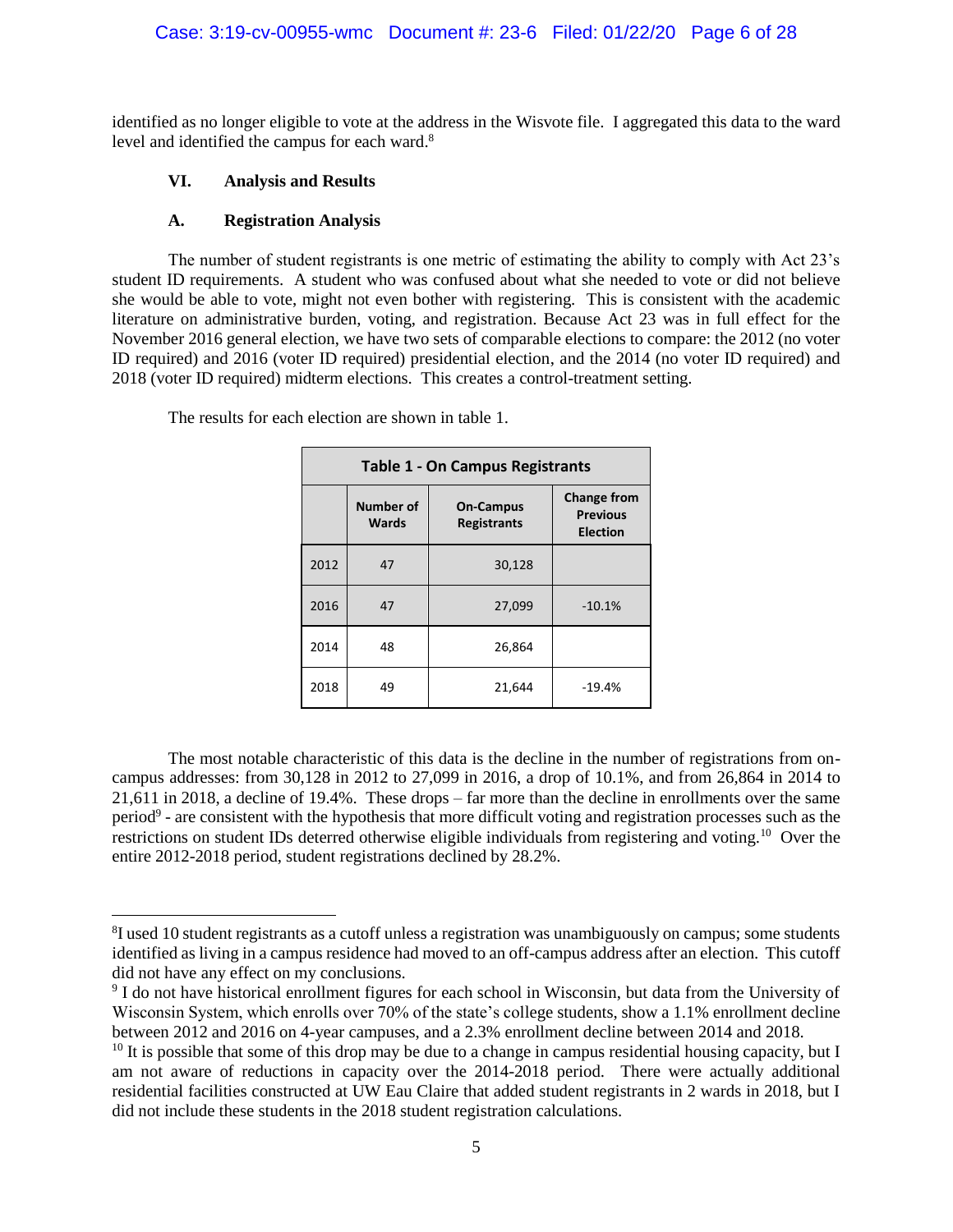identified as no longer eligible to vote at the address in the Wisvote file. I aggregated this data to the ward level and identified the campus for each ward.[8]

### VI. Analysis and Results

### A. Registration Analysis

The number of student registrants is one metric of estimating the ability to comply with Act 23's student ID requirements. A student who was confused about what she needed to vote or did not believe she would be able to vote, might not even bother with registering. This is consistent with the academic literature on administrative burden, voting, and registration. Because Act 23 was in full effect for the November 2016 general election, we have two sets of comparable elections to compare: the 2012 (no voter ID required) and 2016 (voter ID required) presidential election, and the 2014 (no voter ID required) and 2018 (voter ID required) midterm elections. This creates a control-treatment setting.

The results for each election are shown in table 1.

**Table 1 - On Campus Registrants**

| | Number of Wards | On-Campus Registrants | Change from Previous Election |
|---|---|---|---|
| 2012 | 47 | 30,128 | |
| 2016 | 47 | 27,099 | -10.1% |
| 2014 | 48 | 26,864 | |
| 2018 | 49 | 21,644 | -19.4% |

The most notable characteristic of this data is the decline in the number of registrations from on-campus addresses: from 30,128 in 2012 to 27,099 in 2016, a drop of 10.1%, and from 26,864 in 2014 to 21,611 in 2018, a decline of 19.4%. These drops – far more than the decline in enrollments over the same period[9] - are consistent with the hypothesis that more difficult voting and registration processes such as the restrictions on student IDs deterred otherwise eligible individuals from registering and voting.[10] Over the entire 2012-2018 period, student registrations declined by 28.2%.

---

[8] I used 10 student registrants as a cutoff unless a registration was unambiguously on campus; some students identified as living in a campus residence had moved to an off-campus address after an election. This cutoff did not have any effect on my conclusions.

[9] I do not have historical enrollment figures for each school in Wisconsin, but data from the University of Wisconsin System, which enrolls over 70% of the state's college students, show a 1.1% enrollment decline between 2012 and 2016 on 4-year campuses, and a 2.3% enrollment decline between 2014 and 2018.

[10] It is possible that some of this drop may be due to a change in campus residential housing capacity, but I am not aware of reductions in capacity over the 2014-2018 period. There were actually additional residential facilities constructed at UW Eau Claire that added student registrants in 2 wards in 2018, but I did not include these students in the 2018 student registration calculations.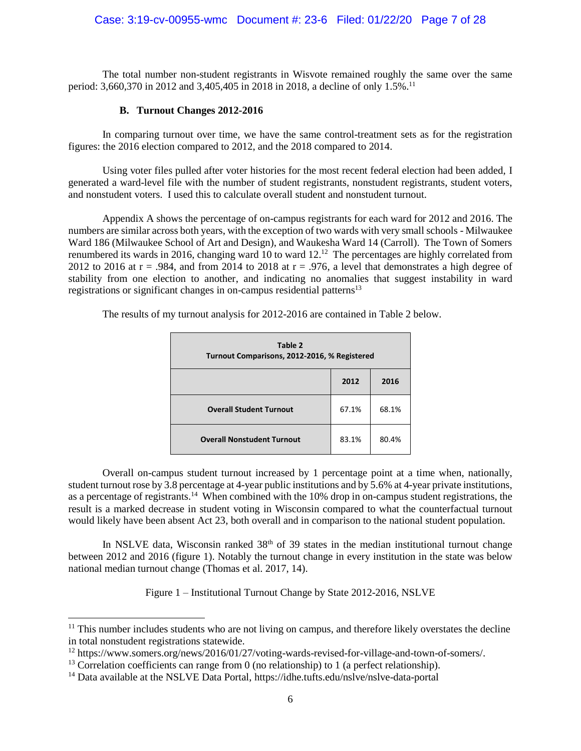The total number non-student registrants in Wisvote remained roughly the same over the same period: 3,660,370 in 2012 and 3,405,405 in 2018 in 2018, a decline of only 1.5%.[11]

### B. Turnout Changes 2012-2016

In comparing turnout over time, we have the same control-treatment sets as for the registration figures: the 2016 election compared to 2012, and the 2018 compared to 2014.

Using voter files pulled after voter histories for the most recent federal election had been added, I generated a ward-level file with the number of student registrants, nonstudent registrants, student voters, and nonstudent voters. I used this to calculate overall student and nonstudent turnout.

Appendix A shows the percentage of on-campus registrants for each ward for 2012 and 2016. The numbers are similar across both years, with the exception of two wards with very small schools - Milwaukee Ward 186 (Milwaukee School of Art and Design), and Waukesha Ward 14 (Carroll). The Town of Somers renumbered its wards in 2016, changing ward 10 to ward 12.[12] The percentages are highly correlated from 2012 to 2016 at r = .984, and from 2014 to 2018 at r = .976, a level that demonstrates a high degree of stability from one election to another, and indicating no anomalies that suggest instability in ward registrations or significant changes in on-campus residential patterns[13]

The results of my turnout analysis for 2012-2016 are contained in Table 2 below.

**Table 2**
**Turnout Comparisons, 2012-2016, % Registered**

| | 2012 | 2016 |
|---|---|---|
| **Overall Student Turnout** | 67.1% | 68.1% |
| **Overall Nonstudent Turnout** | 83.1% | 80.4% |

Overall on-campus student turnout increased by 1 percentage point at a time when, nationally, student turnout rose by 3.8 percentage at 4-year public institutions and by 5.6% at 4-year private institutions, as a percentage of registrants.[14] When combined with the 10% drop in on-campus student registrations, the result is a marked decrease in student voting in Wisconsin compared to what the counterfactual turnout would likely have been absent Act 23, both overall and in comparison to the national student population.

In NSLVE data, Wisconsin ranked 38th of 39 states in the median institutional turnout change between 2012 and 2016 (figure 1). Notably the turnout change in every institution in the state was below national median turnout change (Thomas et al. 2017, 14).

Figure 1 – Institutional Turnout Change by State 2012-2016, NSLVE

---

[11] This number includes students who are not living on campus, and therefore likely overstates the decline in total nonstudent registrations statewide.

[12] https://www.somers.org/news/2016/01/27/voting-wards-revised-for-village-and-town-of-somers/.

[13] Correlation coefficients can range from 0 (no relationship) to 1 (a perfect relationship).

[14] Data available at the NSLVE Data Portal, https://idhe.tufts.edu/nslve/nslve-data-portal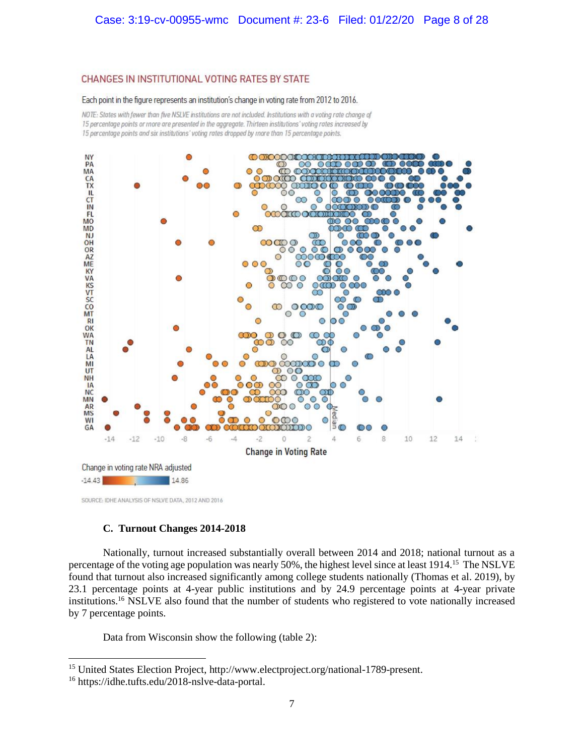CHANGES IN INSTITUTIONAL VOTING RATES BY STATE

Each point in the figure represents an institution's change in voting rate from 2012 to 2016.

*NOTE: States with fewer than five NSLVE institutions are not included. Institutions with a voting rate change of 15 percentage points or more are presented in the aggregate. Thirteen institutions' voting rates increased by 15 percentage points and six institutions' voting rates dropped by more than 15 percentage points.*

Change in Voting Rate

Change in voting rate NRA adjusted: -14.43 to 14.86

SOURCE: IDHE ANALYSIS OF NSLVE DATA, 2012 AND 2016

### C. Turnout Changes 2014-2018

Nationally, turnout increased substantially overall between 2014 and 2018; national turnout as a percentage of the voting age population was nearly 50%, the highest level since at least 1914.[15] The NSLVE found that turnout also increased significantly among college students nationally (Thomas et al. 2019), by 23.1 percentage points at 4-year public institutions and by 24.9 percentage points at 4-year private institutions.[16] NSLVE also found that the number of students who registered to vote nationally increased by 7 percentage points.

Data from Wisconsin show the following (table 2):

---

[15] United States Election Project, http://www.electproject.org/national-1789-present.

[16] https://idhe.tufts.edu/2018-nslve-data-portal.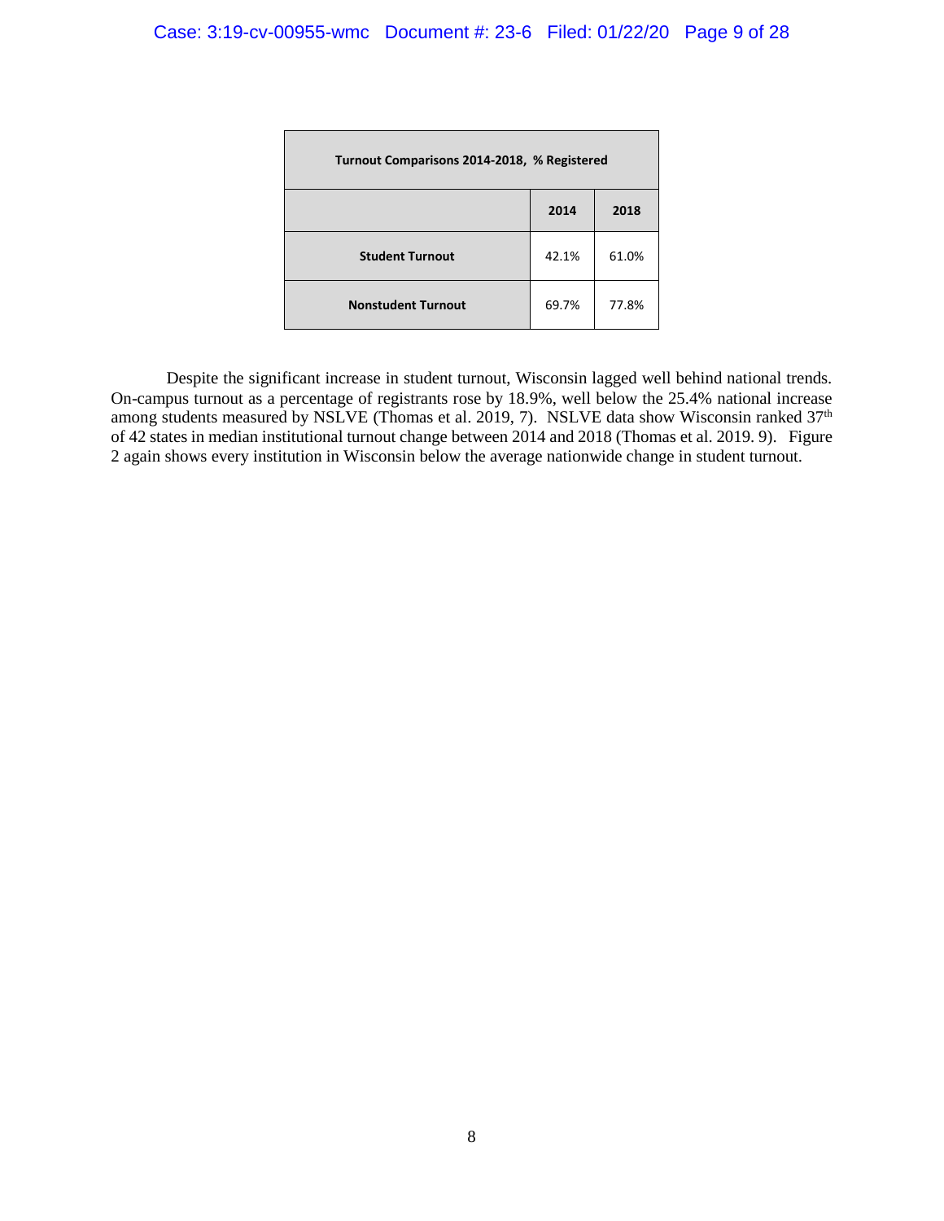| Turnout Comparisons 2014-2018, % Registered | | |
|---|---|---|
| | 2014 | 2018 |
| Student Turnout | 42.1% | 61.0% |
| Nonstudent Turnout | 69.7% | 77.8% |

Despite the significant increase in student turnout, Wisconsin lagged well behind national trends. On-campus turnout as a percentage of registrants rose by 18.9%, well below the 25.4% national increase among students measured by NSLVE (Thomas et al. 2019, 7). NSLVE data show Wisconsin ranked 37th of 42 states in median institutional turnout change between 2014 and 2018 (Thomas et al. 2019. 9). Figure 2 again shows every institution in Wisconsin below the average nationwide change in student turnout.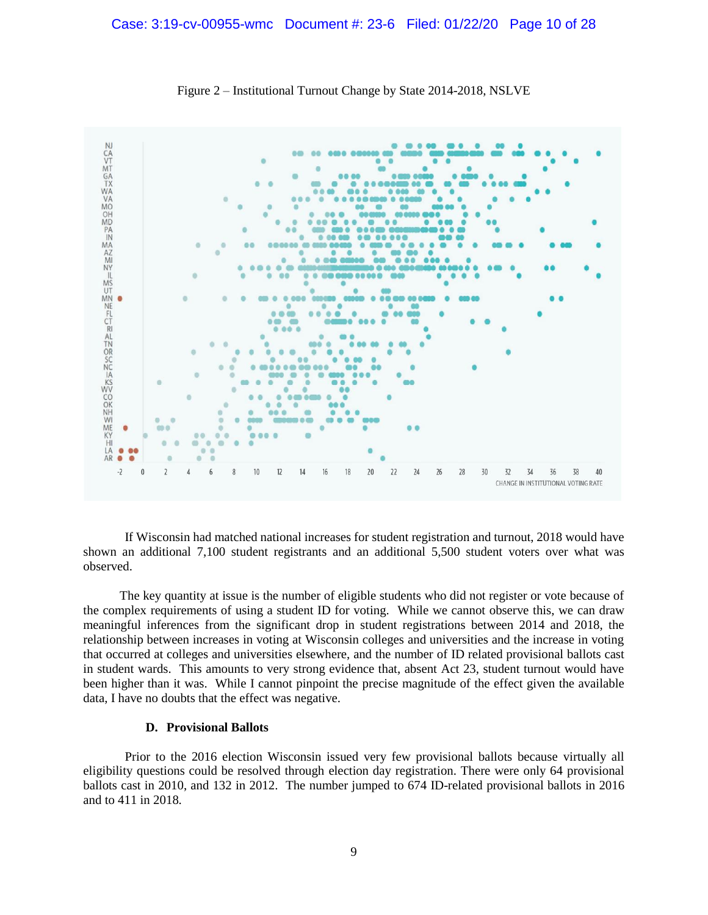Figure 2 – Institutional Turnout Change by State 2014-2018, NSLVE

If Wisconsin had matched national increases for student registration and turnout, 2018 would have shown an additional 7,100 student registrants and an additional 5,500 student voters over what was observed.

The key quantity at issue is the number of eligible students who did not register or vote because of the complex requirements of using a student ID for voting. While we cannot observe this, we can draw meaningful inferences from the significant drop in student registrations between 2014 and 2018, the relationship between increases in voting at Wisconsin colleges and universities and the increase in voting that occurred at colleges and universities elsewhere, and the number of ID related provisional ballots cast in student wards. This amounts to very strong evidence that, absent Act 23, student turnout would have been higher than it was. While I cannot pinpoint the precise magnitude of the effect given the available data, I have no doubts that the effect was negative.

### D. Provisional Ballots

Prior to the 2016 election Wisconsin issued very few provisional ballots because virtually all eligibility questions could be resolved through election day registration. There were only 64 provisional ballots cast in 2010, and 132 in 2012. The number jumped to 674 ID-related provisional ballots in 2016 and to 411 in 2018.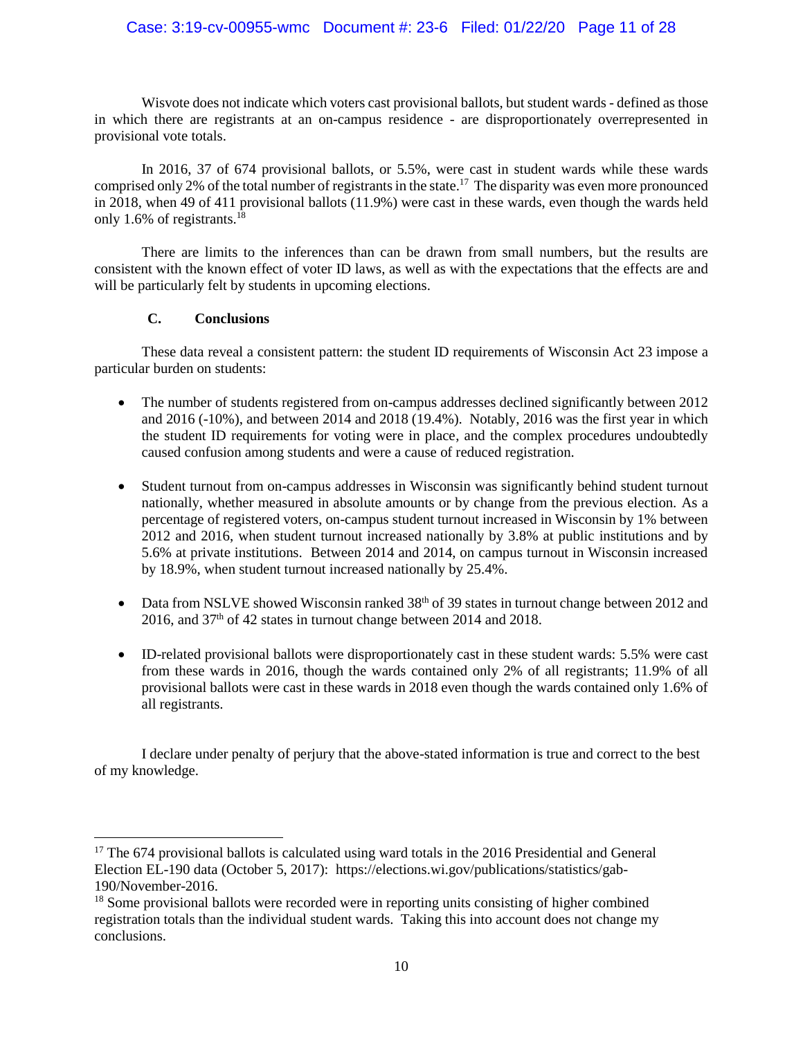Wisvote does not indicate which voters cast provisional ballots, but student wards - defined as those in which there are registrants at an on-campus residence - are disproportionately overrepresented in provisional vote totals.

In 2016, 37 of 674 provisional ballots, or 5.5%, were cast in student wards while these wards comprised only 2% of the total number of registrants in the state.[17] The disparity was even more pronounced in 2018, when 49 of 411 provisional ballots (11.9%) were cast in these wards, even though the wards held only 1.6% of registrants.[18]

There are limits to the inferences than can be drawn from small numbers, but the results are consistent with the known effect of voter ID laws, as well as with the expectations that the effects are and will be particularly felt by students in upcoming elections.

### C. Conclusions

These data reveal a consistent pattern: the student ID requirements of Wisconsin Act 23 impose a particular burden on students:

- The number of students registered from on-campus addresses declined significantly between 2012 and 2016 (-10%), and between 2014 and 2018 (19.4%). Notably, 2016 was the first year in which the student ID requirements for voting were in place, and the complex procedures undoubtedly caused confusion among students and were a cause of reduced registration.

- Student turnout from on-campus addresses in Wisconsin was significantly behind student turnout nationally, whether measured in absolute amounts or by change from the previous election. As a percentage of registered voters, on-campus student turnout increased in Wisconsin by 1% between 2012 and 2016, when student turnout increased nationally by 3.8% at public institutions and by 5.6% at private institutions. Between 2014 and 2014, on campus turnout in Wisconsin increased by 18.9%, when student turnout increased nationally by 25.4%.

- Data from NSLVE showed Wisconsin ranked 38th of 39 states in turnout change between 2012 and 2016, and 37th of 42 states in turnout change between 2014 and 2018.

- ID-related provisional ballots were disproportionately cast in these student wards: 5.5% were cast from these wards in 2016, though the wards contained only 2% of all registrants; 11.9% of all provisional ballots were cast in these wards in 2018 even though the wards contained only 1.6% of all registrants.

I declare under penalty of perjury that the above-stated information is true and correct to the best of my knowledge.

---

[17] The 674 provisional ballots is calculated using ward totals in the 2016 Presidential and General Election EL-190 data (October 5, 2017): https://elections.wi.gov/publications/statistics/gab-190/November-2016.

[18] Some provisional ballots were recorded were in reporting units consisting of higher combined registration totals than the individual student wards. Taking this into account does not change my conclusions.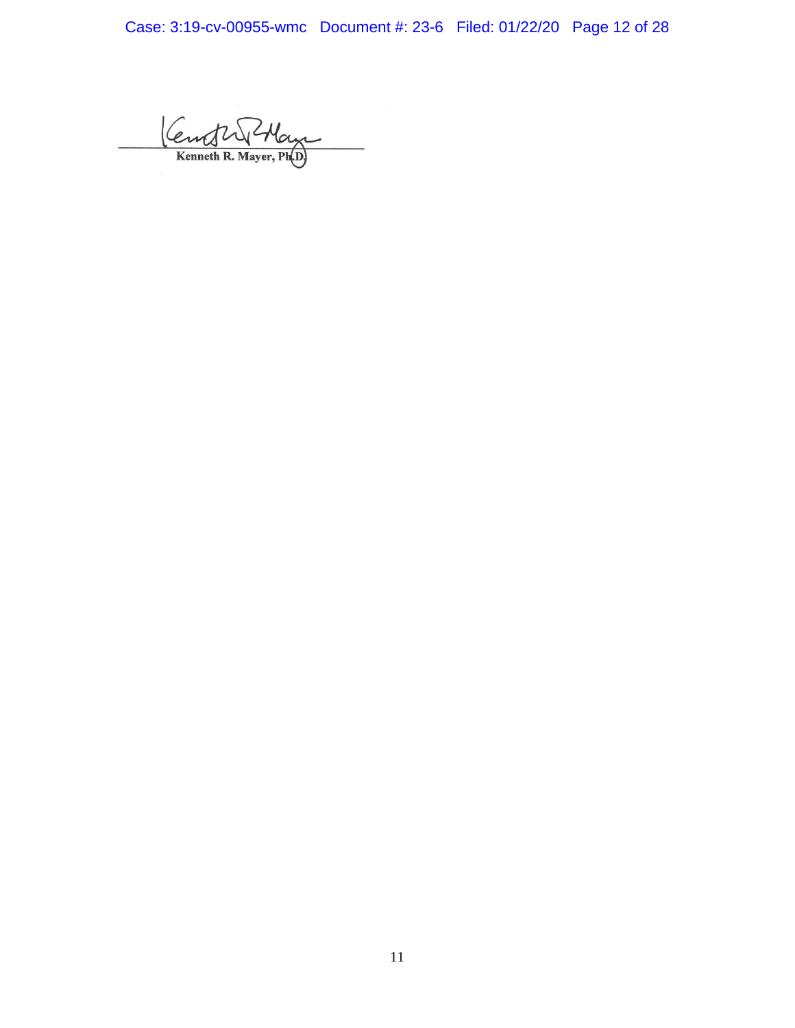Kenneth R. Mayer, Ph.D.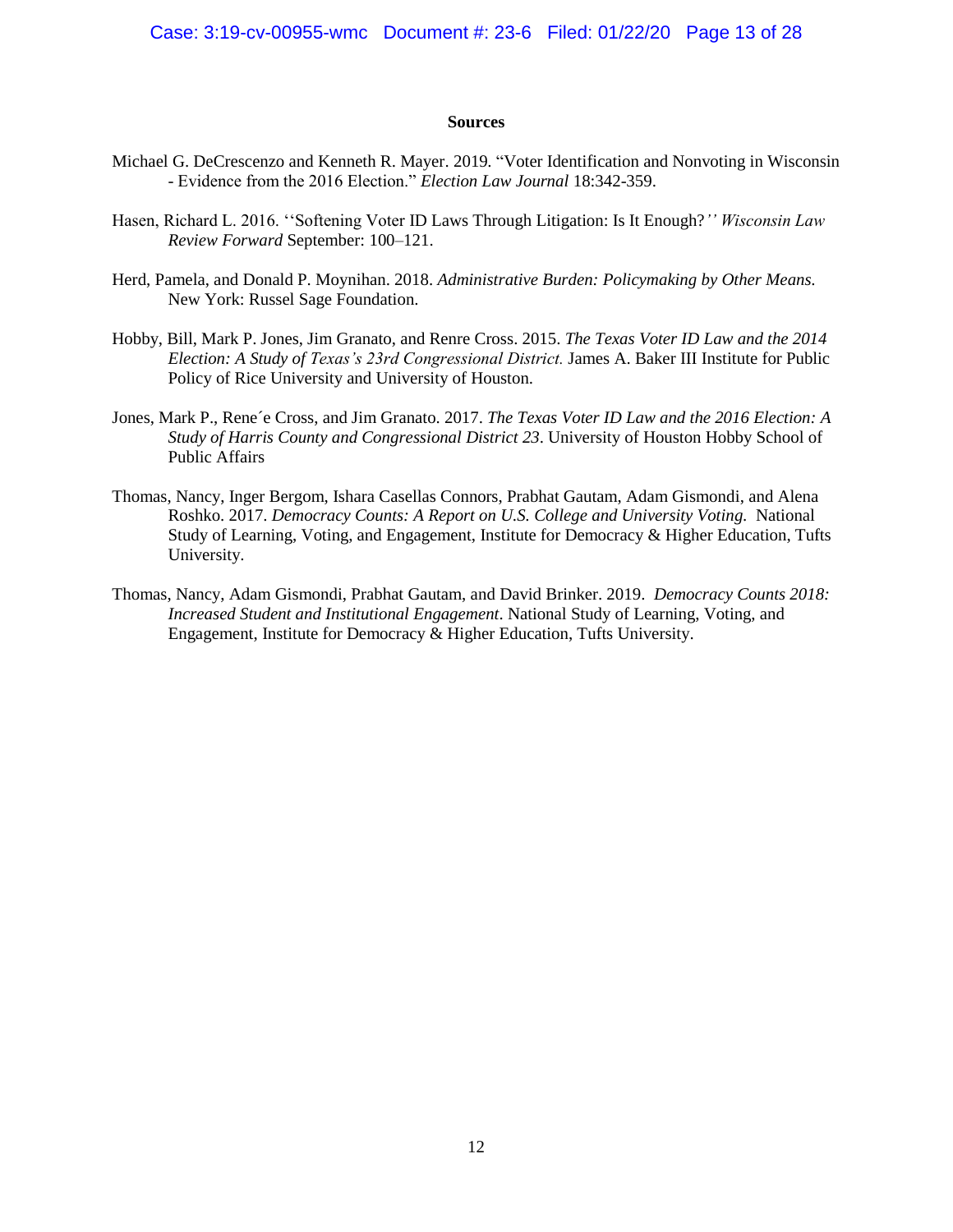**Sources**

Michael G. DeCrescenzo and Kenneth R. Mayer. 2019. "Voter Identification and Nonvoting in Wisconsin - Evidence from the 2016 Election." *Election Law Journal* 18:342-359.

Hasen, Richard L. 2016. ''Softening Voter ID Laws Through Litigation: Is It Enough?'' *Wisconsin Law Review Forward* September: 100–121.

Herd, Pamela, and Donald P. Moynihan. 2018. *Administrative Burden: Policymaking by Other Means.* New York: Russel Sage Foundation.

Hobby, Bill, Mark P. Jones, Jim Granato, and Renre Cross. 2015. *The Texas Voter ID Law and the 2014 Election: A Study of Texas's 23rd Congressional District.* James A. Baker III Institute for Public Policy of Rice University and University of Houston.

Jones, Mark P., Rene´e Cross, and Jim Granato. 2017. *The Texas Voter ID Law and the 2016 Election: A Study of Harris County and Congressional District 23*. University of Houston Hobby School of Public Affairs

Thomas, Nancy, Inger Bergom, Ishara Casellas Connors, Prabhat Gautam, Adam Gismondi, and Alena Roshko. 2017. *Democracy Counts: A Report on U.S. College and University Voting.* National Study of Learning, Voting, and Engagement, Institute for Democracy & Higher Education, Tufts University.

Thomas, Nancy, Adam Gismondi, Prabhat Gautam, and David Brinker. 2019. *Democracy Counts 2018: Increased Student and Institutional Engagement*. National Study of Learning, Voting, and Engagement, Institute for Democracy & Higher Education, Tufts University.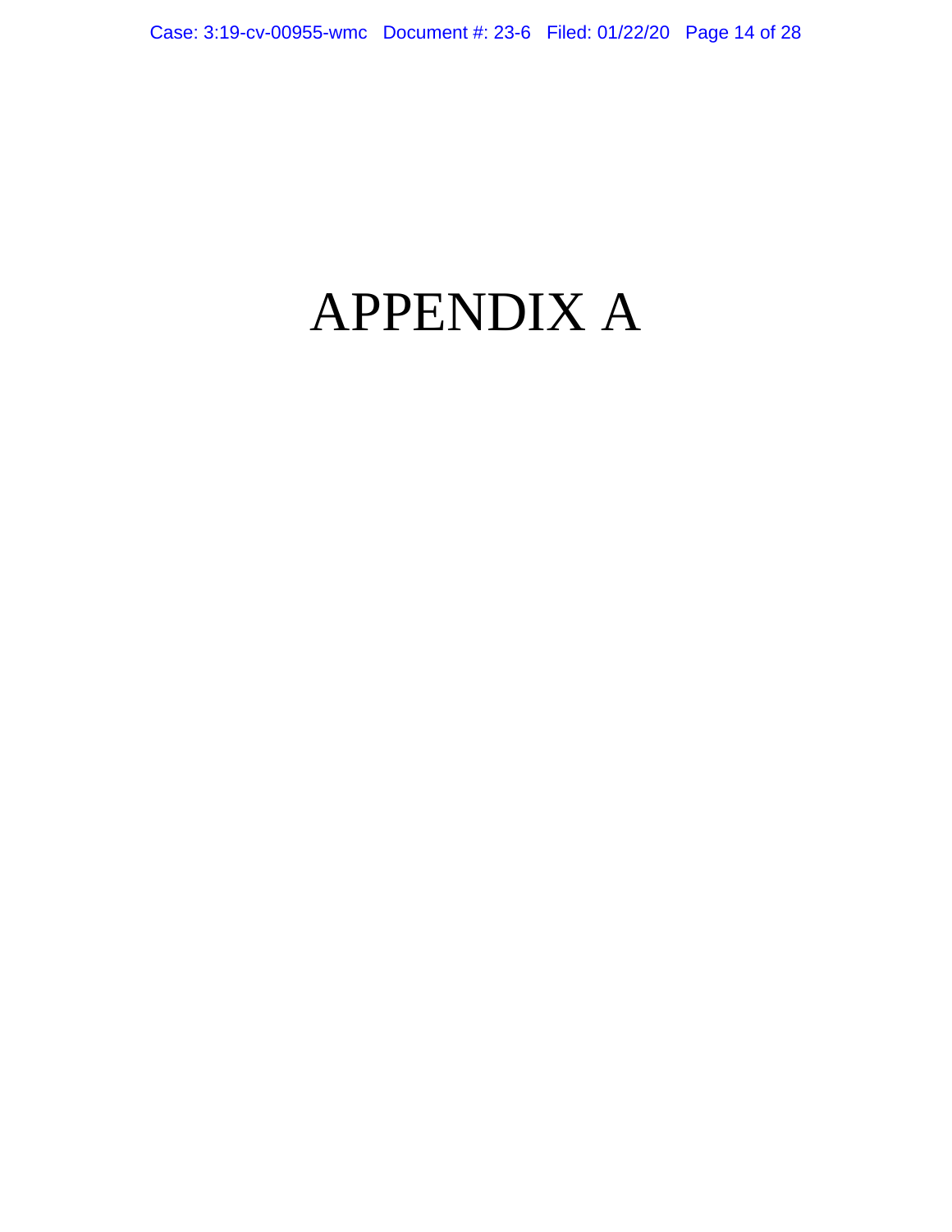# APPENDIX A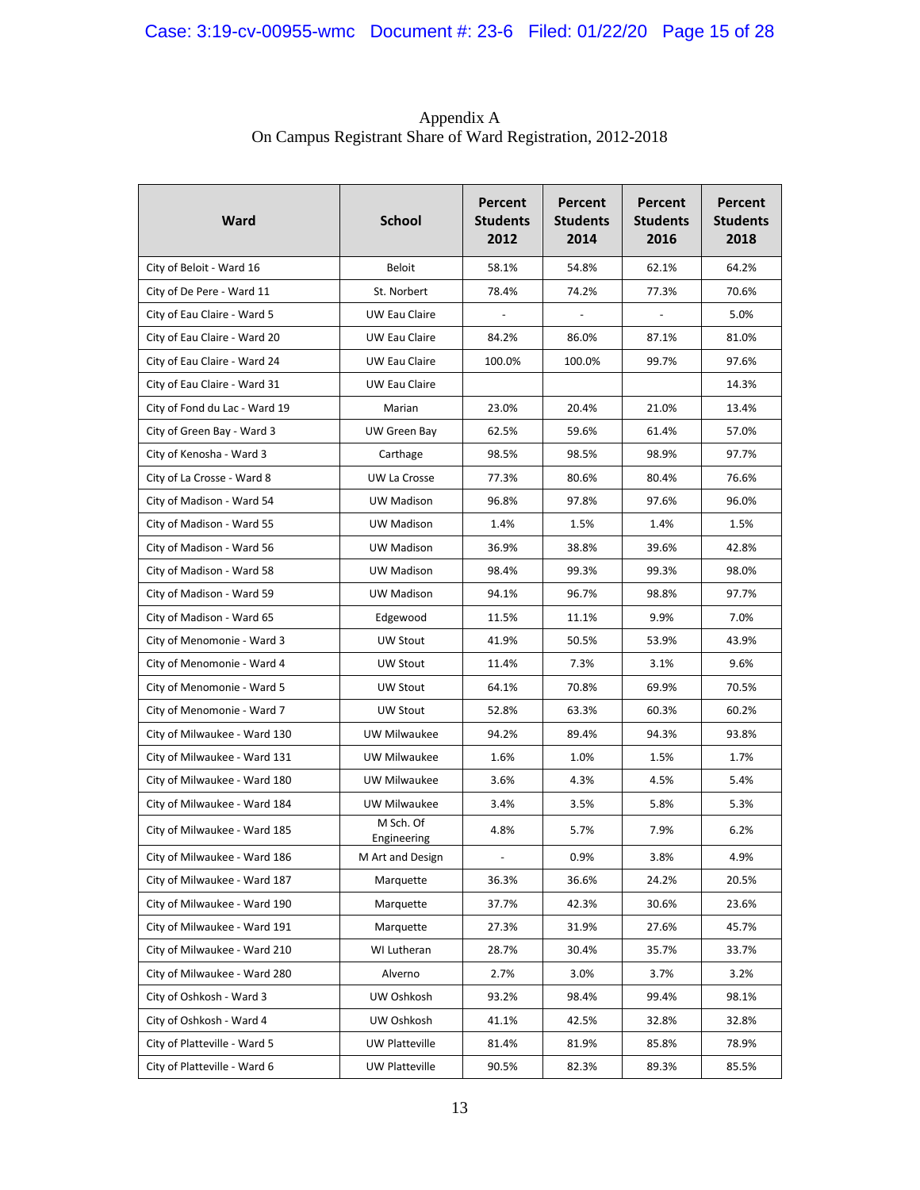Appendix A
On Campus Registrant Share of Ward Registration, 2012-2018

| Ward | School | Percent Students 2012 | Percent Students 2014 | Percent Students 2016 | Percent Students 2018 |
|---|---|---|---|---|---|
| City of Beloit - Ward 16 | Beloit | 58.1% | 54.8% | 62.1% | 64.2% |
| City of De Pere - Ward 11 | St. Norbert | 78.4% | 74.2% | 77.3% | 70.6% |
| City of Eau Claire - Ward 5 | UW Eau Claire | - | - | - | 5.0% |
| City of Eau Claire - Ward 20 | UW Eau Claire | 84.2% | 86.0% | 87.1% | 81.0% |
| City of Eau Claire - Ward 24 | UW Eau Claire | 100.0% | 100.0% | 99.7% | 97.6% |
| City of Eau Claire - Ward 31 | UW Eau Claire | | | | 14.3% |
| City of Fond du Lac - Ward 19 | Marian | 23.0% | 20.4% | 21.0% | 13.4% |
| City of Green Bay - Ward 3 | UW Green Bay | 62.5% | 59.6% | 61.4% | 57.0% |
| City of Kenosha - Ward 3 | Carthage | 98.5% | 98.5% | 98.9% | 97.7% |
| City of La Crosse - Ward 8 | UW La Crosse | 77.3% | 80.6% | 80.4% | 76.6% |
| City of Madison - Ward 54 | UW Madison | 96.8% | 97.8% | 97.6% | 96.0% |
| City of Madison - Ward 55 | UW Madison | 1.4% | 1.5% | 1.4% | 1.5% |
| City of Madison - Ward 56 | UW Madison | 36.9% | 38.8% | 39.6% | 42.8% |
| City of Madison - Ward 58 | UW Madison | 98.4% | 99.3% | 99.3% | 98.0% |
| City of Madison - Ward 59 | UW Madison | 94.1% | 96.7% | 98.8% | 97.7% |
| City of Madison - Ward 65 | Edgewood | 11.5% | 11.1% | 9.9% | 7.0% |
| City of Menomonie - Ward 3 | UW Stout | 41.9% | 50.5% | 53.9% | 43.9% |
| City of Menomonie - Ward 4 | UW Stout | 11.4% | 7.3% | 3.1% | 9.6% |
| City of Menomonie - Ward 5 | UW Stout | 64.1% | 70.8% | 69.9% | 70.5% |
| City of Menomonie - Ward 7 | UW Stout | 52.8% | 63.3% | 60.3% | 60.2% |
| City of Milwaukee - Ward 130 | UW Milwaukee | 94.2% | 89.4% | 94.3% | 93.8% |
| City of Milwaukee - Ward 131 | UW Milwaukee | 1.6% | 1.0% | 1.5% | 1.7% |
| City of Milwaukee - Ward 180 | UW Milwaukee | 3.6% | 4.3% | 4.5% | 5.4% |
| City of Milwaukee - Ward 184 | UW Milwaukee | 3.4% | 3.5% | 5.8% | 5.3% |
| City of Milwaukee - Ward 185 | M Sch. Of Engineering | 4.8% | 5.7% | 7.9% | 6.2% |
| City of Milwaukee - Ward 186 | M Art and Design | - | 0.9% | 3.8% | 4.9% |
| City of Milwaukee - Ward 187 | Marquette | 36.3% | 36.6% | 24.2% | 20.5% |
| City of Milwaukee - Ward 190 | Marquette | 37.7% | 42.3% | 30.6% | 23.6% |
| City of Milwaukee - Ward 191 | Marquette | 27.3% | 31.9% | 27.6% | 45.7% |
| City of Milwaukee - Ward 210 | WI Lutheran | 28.7% | 30.4% | 35.7% | 33.7% |
| City of Milwaukee - Ward 280 | Alverno | 2.7% | 3.0% | 3.7% | 3.2% |
| City of Oshkosh - Ward 3 | UW Oshkosh | 93.2% | 98.4% | 99.4% | 98.1% |
| City of Oshkosh - Ward 4 | UW Oshkosh | 41.1% | 42.5% | 32.8% | 32.8% |
| City of Platteville - Ward 5 | UW Platteville | 81.4% | 81.9% | 85.8% | 78.9% |
| City of Platteville - Ward 6 | UW Platteville | 90.5% | 82.3% | 89.3% | 85.5% |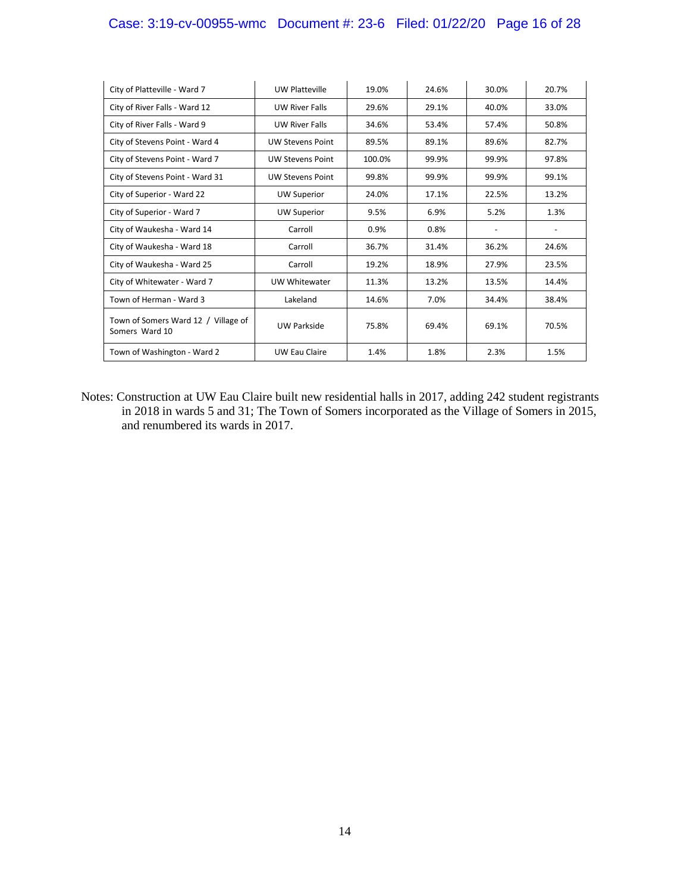| | | | | | |
|---|---|---|---|---|---|
| City of Platteville - Ward 7 | UW Platteville | 19.0% | 24.6% | 30.0% | 20.7% |
| City of River Falls - Ward 12 | UW River Falls | 29.6% | 29.1% | 40.0% | 33.0% |
| City of River Falls - Ward 9 | UW River Falls | 34.6% | 53.4% | 57.4% | 50.8% |
| City of Stevens Point - Ward 4 | UW Stevens Point | 89.5% | 89.1% | 89.6% | 82.7% |
| City of Stevens Point - Ward 7 | UW Stevens Point | 100.0% | 99.9% | 99.9% | 97.8% |
| City of Stevens Point - Ward 31 | UW Stevens Point | 99.8% | 99.9% | 99.9% | 99.1% |
| City of Superior - Ward 22 | UW Superior | 24.0% | 17.1% | 22.5% | 13.2% |
| City of Superior - Ward 7 | UW Superior | 9.5% | 6.9% | 5.2% | 1.3% |
| City of Waukesha - Ward 14 | Carroll | 0.9% | 0.8% | - | - |
| City of Waukesha - Ward 18 | Carroll | 36.7% | 31.4% | 36.2% | 24.6% |
| City of Waukesha - Ward 25 | Carroll | 19.2% | 18.9% | 27.9% | 23.5% |
| City of Whitewater - Ward 7 | UW Whitewater | 11.3% | 13.2% | 13.5% | 14.4% |
| Town of Herman - Ward 3 | Lakeland | 14.6% | 7.0% | 34.4% | 38.4% |
| Town of Somers Ward 12 / Village of Somers Ward 10 | UW Parkside | 75.8% | 69.4% | 69.1% | 70.5% |
| Town of Washington - Ward 2 | UW Eau Claire | 1.4% | 1.8% | 2.3% | 1.5% |

Notes: Construction at UW Eau Claire built new residential halls in 2017, adding 242 student registrants in 2018 in wards 5 and 31; The Town of Somers incorporated as the Village of Somers in 2015, and renumbered its wards in 2017.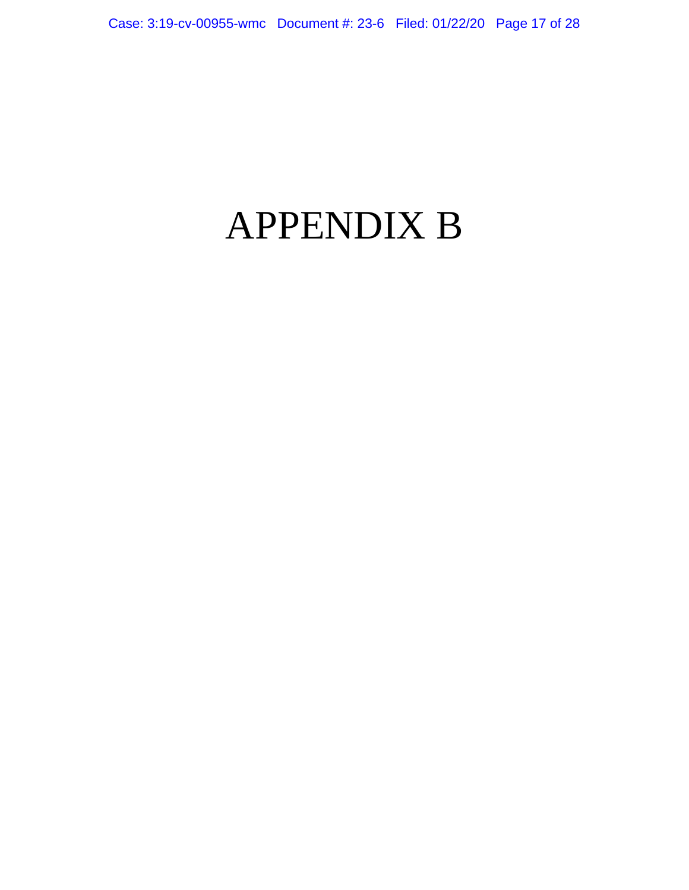# APPENDIX B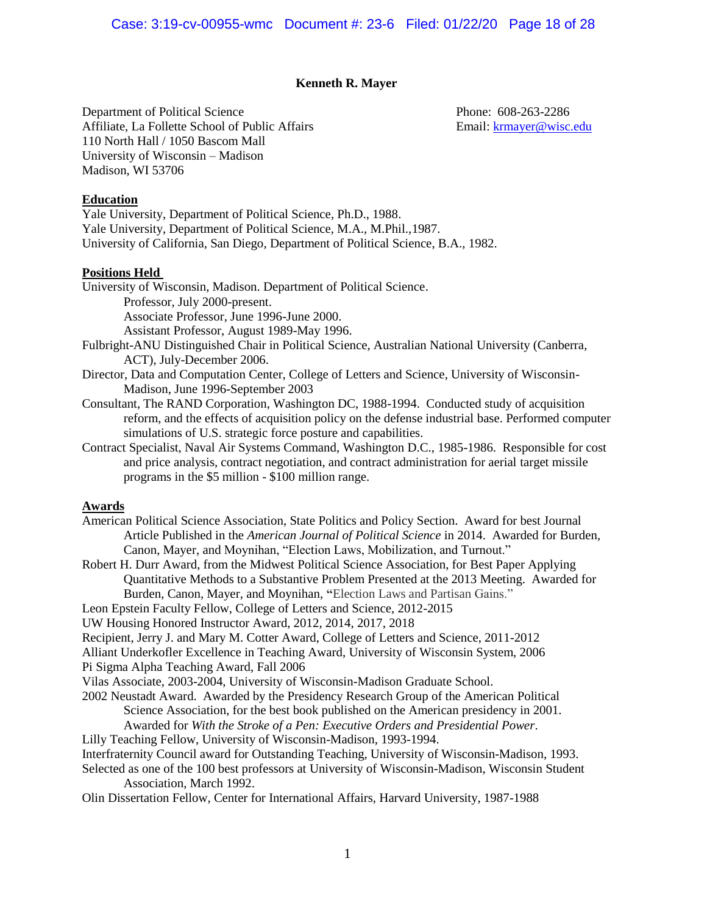**Kenneth R. Mayer**

Department of Political Science
Affiliate, La Follette School of Public Affairs
110 North Hall / 1050 Bascom Mall
University of Wisconsin – Madison
Madison, WI 53706

Phone: 608-263-2286
Email: krmayer@wisc.edu

## Education

Yale University, Department of Political Science, Ph.D., 1988.
Yale University, Department of Political Science, M.A., M.Phil.,1987.
University of California, San Diego, Department of Political Science, B.A., 1982.

## Positions Held

University of Wisconsin, Madison. Department of Political Science.
- Professor, July 2000-present.
- Associate Professor, June 1996-June 2000.
- Assistant Professor, August 1989-May 1996.

Fulbright-ANU Distinguished Chair in Political Science, Australian National University (Canberra, ACT), July-December 2006.

Director, Data and Computation Center, College of Letters and Science, University of Wisconsin-Madison, June 1996-September 2003

Consultant, The RAND Corporation, Washington DC, 1988-1994. Conducted study of acquisition reform, and the effects of acquisition policy on the defense industrial base. Performed computer simulations of U.S. strategic force posture and capabilities.

Contract Specialist, Naval Air Systems Command, Washington D.C., 1985-1986. Responsible for cost and price analysis, contract negotiation, and contract administration for aerial target missile programs in the $5 million - $100 million range.

## Awards

American Political Science Association, State Politics and Policy Section. Award for best Journal Article Published in the *American Journal of Political Science* in 2014. Awarded for Burden, Canon, Mayer, and Moynihan, "Election Laws, Mobilization, and Turnout."

Robert H. Durr Award, from the Midwest Political Science Association, for Best Paper Applying Quantitative Methods to a Substantive Problem Presented at the 2013 Meeting. Awarded for Burden, Canon, Mayer, and Moynihan, "Election Laws and Partisan Gains."

Leon Epstein Faculty Fellow, College of Letters and Science, 2012-2015

UW Housing Honored Instructor Award, 2012, 2014, 2017, 2018

Recipient, Jerry J. and Mary M. Cotter Award, College of Letters and Science, 2011-2012

Alliant Underkofler Excellence in Teaching Award, University of Wisconsin System, 2006

Pi Sigma Alpha Teaching Award, Fall 2006

Vilas Associate, 2003-2004, University of Wisconsin-Madison Graduate School.

2002 Neustadt Award. Awarded by the Presidency Research Group of the American Political Science Association, for the best book published on the American presidency in 2001. Awarded for *With the Stroke of a Pen: Executive Orders and Presidential Power*.

Lilly Teaching Fellow, University of Wisconsin-Madison, 1993-1994.

Interfraternity Council award for Outstanding Teaching, University of Wisconsin-Madison, 1993.

Selected as one of the 100 best professors at University of Wisconsin-Madison, Wisconsin Student Association, March 1992.

Olin Dissertation Fellow, Center for International Affairs, Harvard University, 1987-1988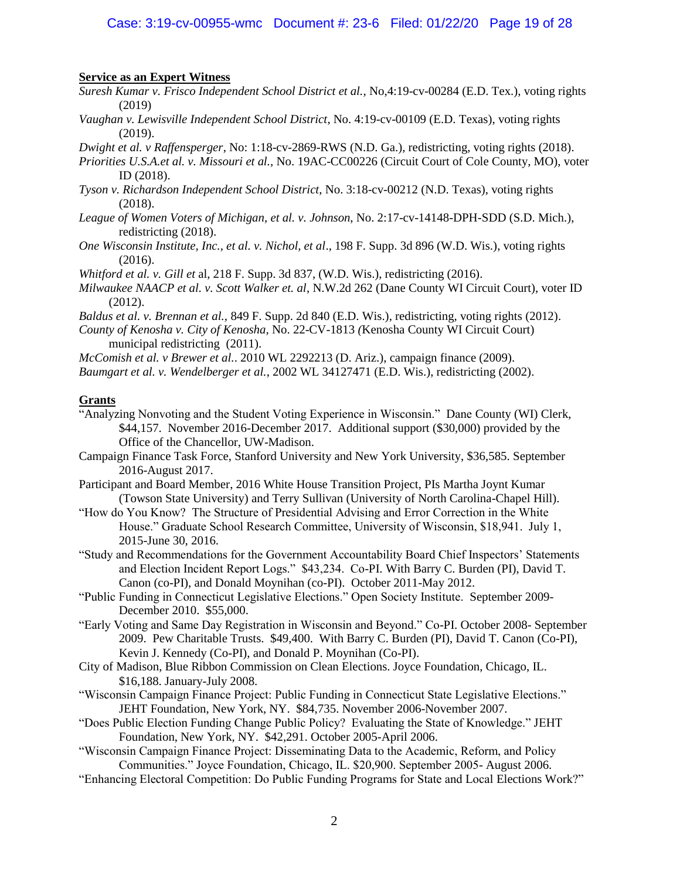**Service as an Expert Witness**

*Suresh Kumar v. Frisco Independent School District et al.*, No,4:19-cv-00284 (E.D. Tex.), voting rights (2019)

*Vaughan v. Lewisville Independent School District*, No. 4:19-cv-00109 (E.D. Texas), voting rights (2019).

*Dwight et al. v Raffensperger*, No: 1:18-cv-2869-RWS (N.D. Ga.), redistricting, voting rights (2018).

*Priorities U.S.A.et al. v. Missouri et al.*, No. 19AC-CC00226 (Circuit Court of Cole County, MO), voter ID (2018).

*Tyson v. Richardson Independent School District*, No. 3:18-cv-00212 (N.D. Texas), voting rights (2018).

*League of Women Voters of Michigan, et al. v. Johnson*, No. 2:17-cv-14148-DPH-SDD (S.D. Mich.), redistricting (2018).

*One Wisconsin Institute, Inc., et al. v. Nichol, et al*., 198 F. Supp. 3d 896 (W.D. Wis.), voting rights (2016).

*Whitford et al. v. Gill et* al, 218 F. Supp. 3d 837, (W.D. Wis.), redistricting (2016).

*Milwaukee NAACP et al. v. Scott Walker et. al*, N.W.2d 262 (Dane County WI Circuit Court), voter ID (2012).

*Baldus et al. v. Brennan et al.*, 849 F. Supp. 2d 840 (E.D. Wis.), redistricting, voting rights (2012).

*County of Kenosha v. City of Kenosha*, No. 22-CV-1813 *(*Kenosha County WI Circuit Court) municipal redistricting (2011).

*McComish et al. v Brewer et al.*. 2010 WL 2292213 (D. Ariz.), campaign finance (2009).

*Baumgart et al. v. Wendelberger et al.*, 2002 WL 34127471 (E.D. Wis.), redistricting (2002).

**Grants**

"Analyzing Nonvoting and the Student Voting Experience in Wisconsin." Dane County (WI) Clerk, \$44,157. November 2016-December 2017. Additional support (\$30,000) provided by the Office of the Chancellor, UW-Madison.

Campaign Finance Task Force, Stanford University and New York University, \$36,585. September 2016-August 2017.

Participant and Board Member, 2016 White House Transition Project, PIs Martha Joynt Kumar (Towson State University) and Terry Sullivan (University of North Carolina-Chapel Hill).

"How do You Know? The Structure of Presidential Advising and Error Correction in the White House." Graduate School Research Committee, University of Wisconsin, \$18,941. July 1, 2015-June 30, 2016.

"Study and Recommendations for the Government Accountability Board Chief Inspectors' Statements and Election Incident Report Logs." \$43,234. Co-PI. With Barry C. Burden (PI), David T. Canon (co-PI), and Donald Moynihan (co-PI). October 2011-May 2012.

"Public Funding in Connecticut Legislative Elections." Open Society Institute. September 2009-December 2010. \$55,000.

"Early Voting and Same Day Registration in Wisconsin and Beyond." Co-PI. October 2008- September 2009. Pew Charitable Trusts. \$49,400. With Barry C. Burden (PI), David T. Canon (Co-PI), Kevin J. Kennedy (Co-PI), and Donald P. Moynihan (Co-PI).

City of Madison, Blue Ribbon Commission on Clean Elections. Joyce Foundation, Chicago, IL. \$16,188. January-July 2008.

"Wisconsin Campaign Finance Project: Public Funding in Connecticut State Legislative Elections." JEHT Foundation, New York, NY. \$84,735. November 2006-November 2007.

"Does Public Election Funding Change Public Policy? Evaluating the State of Knowledge." JEHT Foundation, New York, NY. \$42,291. October 2005-April 2006.

"Wisconsin Campaign Finance Project: Disseminating Data to the Academic, Reform, and Policy Communities." Joyce Foundation, Chicago, IL. \$20,900. September 2005- August 2006.

"Enhancing Electoral Competition: Do Public Funding Programs for State and Local Elections Work?"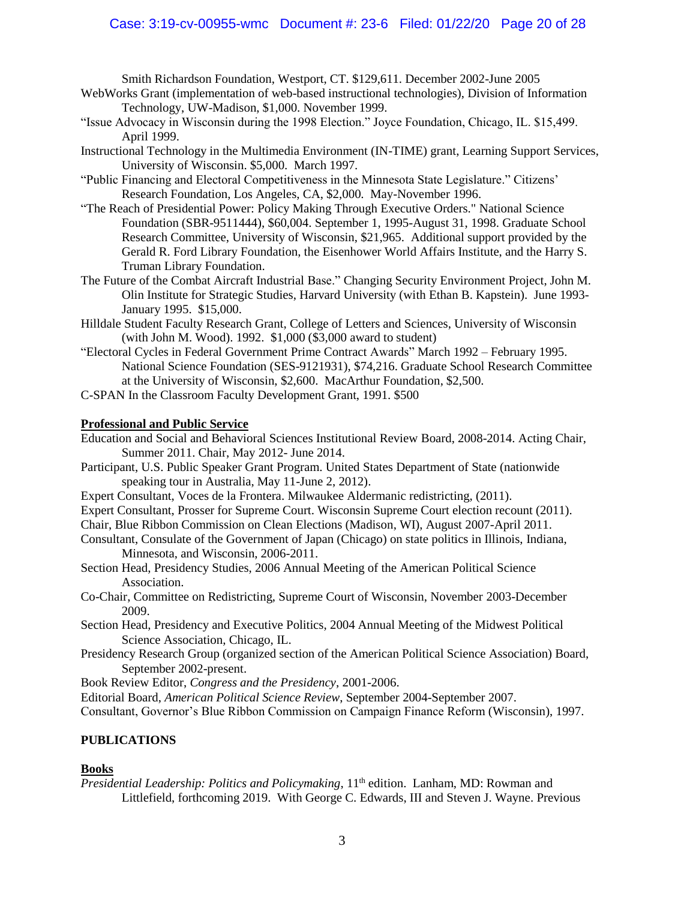Smith Richardson Foundation, Westport, CT. $129,611. December 2002-June 2005

WebWorks Grant (implementation of web-based instructional technologies), Division of Information Technology, UW-Madison, $1,000. November 1999.

"Issue Advocacy in Wisconsin during the 1998 Election." Joyce Foundation, Chicago, IL. $15,499. April 1999.

Instructional Technology in the Multimedia Environment (IN-TIME) grant, Learning Support Services, University of Wisconsin. $5,000. March 1997.

"Public Financing and Electoral Competitiveness in the Minnesota State Legislature." Citizens' Research Foundation, Los Angeles, CA, $2,000. May-November 1996.

"The Reach of Presidential Power: Policy Making Through Executive Orders." National Science Foundation (SBR-9511444), $60,004. September 1, 1995-August 31, 1998. Graduate School Research Committee, University of Wisconsin, $21,965. Additional support provided by the Gerald R. Ford Library Foundation, the Eisenhower World Affairs Institute, and the Harry S. Truman Library Foundation.

The Future of the Combat Aircraft Industrial Base." Changing Security Environment Project, John M. Olin Institute for Strategic Studies, Harvard University (with Ethan B. Kapstein). June 1993-January 1995. $15,000.

Hilldale Student Faculty Research Grant, College of Letters and Sciences, University of Wisconsin (with John M. Wood). 1992. $1,000 ($3,000 award to student)

"Electoral Cycles in Federal Government Prime Contract Awards" March 1992 – February 1995. National Science Foundation (SES-9121931), $74,216. Graduate School Research Committee at the University of Wisconsin, $2,600. MacArthur Foundation, $2,500.

C-SPAN In the Classroom Faculty Development Grant, 1991. $500

**Professional and Public Service**

Education and Social and Behavioral Sciences Institutional Review Board, 2008-2014. Acting Chair, Summer 2011. Chair, May 2012- June 2014.

Participant, U.S. Public Speaker Grant Program. United States Department of State (nationwide speaking tour in Australia, May 11-June 2, 2012).

Expert Consultant, Voces de la Frontera. Milwaukee Aldermanic redistricting, (2011).

Expert Consultant, Prosser for Supreme Court. Wisconsin Supreme Court election recount (2011).

Chair, Blue Ribbon Commission on Clean Elections (Madison, WI), August 2007-April 2011.

Consultant, Consulate of the Government of Japan (Chicago) on state politics in Illinois, Indiana, Minnesota, and Wisconsin, 2006-2011.

Section Head, Presidency Studies, 2006 Annual Meeting of the American Political Science Association.

Co-Chair, Committee on Redistricting, Supreme Court of Wisconsin, November 2003-December 2009.

Section Head, Presidency and Executive Politics, 2004 Annual Meeting of the Midwest Political Science Association, Chicago, IL.

Presidency Research Group (organized section of the American Political Science Association) Board, September 2002-present.

Book Review Editor, *Congress and the Presidency*, 2001-2006.

Editorial Board, *American Political Science Review*, September 2004-September 2007.

Consultant, Governor's Blue Ribbon Commission on Campaign Finance Reform (Wisconsin), 1997.

**PUBLICATIONS**

**Books**

*Presidential Leadership: Politics and Policymaking*, 11th edition. Lanham, MD: Rowman and Littlefield, forthcoming 2019. With George C. Edwards, III and Steven J. Wayne. Previous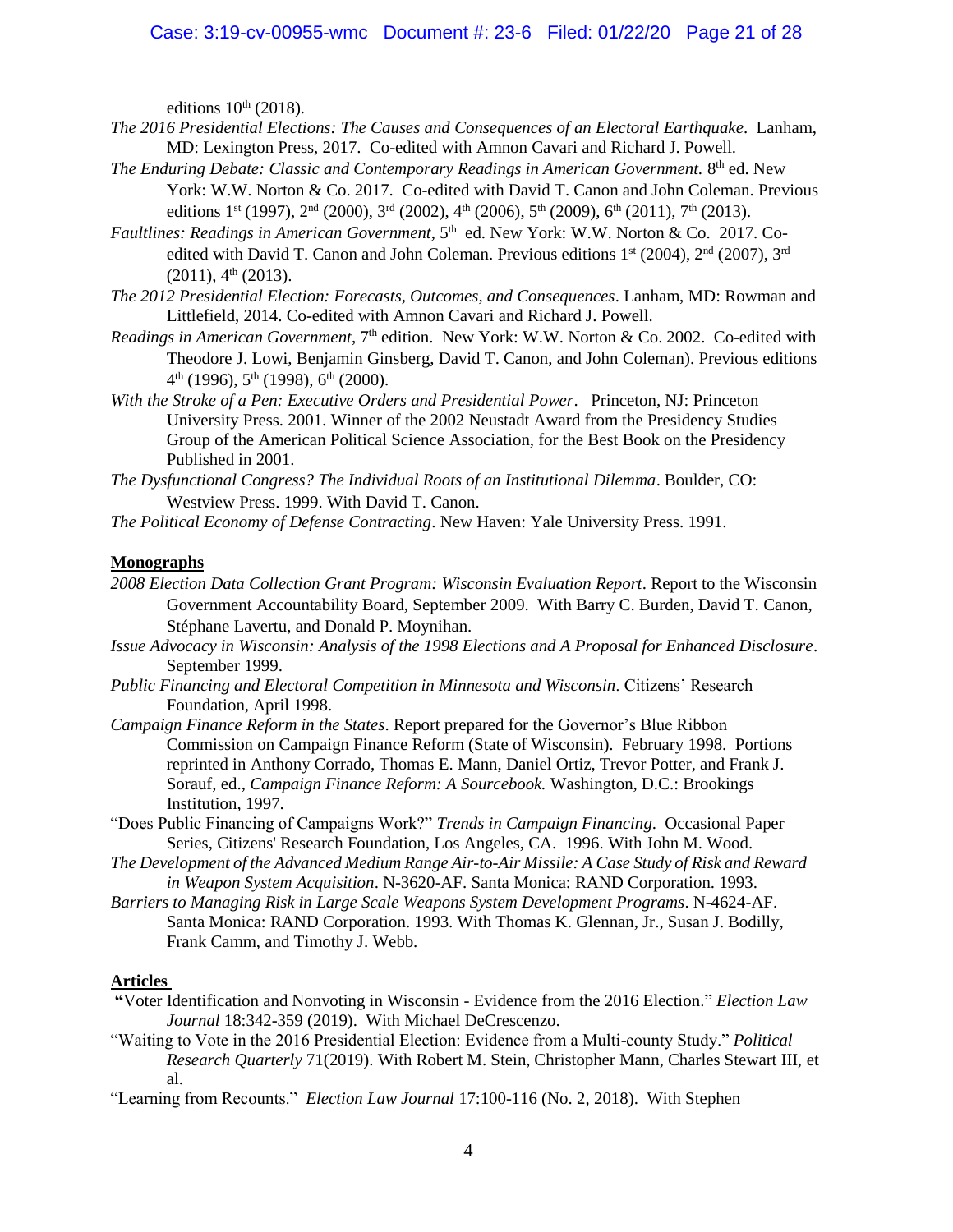editions 10th (2018).

*The 2016 Presidential Elections: The Causes and Consequences of an Electoral Earthquake*. Lanham, MD: Lexington Press, 2017. Co-edited with Amnon Cavari and Richard J. Powell.

*The Enduring Debate: Classic and Contemporary Readings in American Government.* 8th ed. New York: W.W. Norton & Co. 2017. Co-edited with David T. Canon and John Coleman. Previous editions 1st (1997), 2nd (2000), 3rd (2002), 4th (2006), 5th (2009), 6th (2011), 7th (2013).

*Faultlines: Readings in American Government*, 5th ed. New York: W.W. Norton & Co. 2017. Co-edited with David T. Canon and John Coleman. Previous editions 1st (2004), 2nd (2007), 3rd (2011), 4th (2013).

*The 2012 Presidential Election: Forecasts, Outcomes, and Consequences*. Lanham, MD: Rowman and Littlefield, 2014. Co-edited with Amnon Cavari and Richard J. Powell.

*Readings in American Government*, 7th edition. New York: W.W. Norton & Co. 2002. Co-edited with Theodore J. Lowi, Benjamin Ginsberg, David T. Canon, and John Coleman). Previous editions 4th (1996), 5th (1998), 6th (2000).

*With the Stroke of a Pen: Executive Orders and Presidential Power*. Princeton, NJ: Princeton University Press. 2001. Winner of the 2002 Neustadt Award from the Presidency Studies Group of the American Political Science Association, for the Best Book on the Presidency Published in 2001.

*The Dysfunctional Congress? The Individual Roots of an Institutional Dilemma*. Boulder, CO: Westview Press. 1999. With David T. Canon.

*The Political Economy of Defense Contracting*. New Haven: Yale University Press. 1991.

## Monographs

*2008 Election Data Collection Grant Program: Wisconsin Evaluation Report*. Report to the Wisconsin Government Accountability Board, September 2009. With Barry C. Burden, David T. Canon, Stéphane Lavertu, and Donald P. Moynihan.

*Issue Advocacy in Wisconsin: Analysis of the 1998 Elections and A Proposal for Enhanced Disclosure*. September 1999.

*Public Financing and Electoral Competition in Minnesota and Wisconsin*. Citizens' Research Foundation, April 1998.

*Campaign Finance Reform in the States*. Report prepared for the Governor's Blue Ribbon Commission on Campaign Finance Reform (State of Wisconsin). February 1998. Portions reprinted in Anthony Corrado, Thomas E. Mann, Daniel Ortiz, Trevor Potter, and Frank J. Sorauf, ed., *Campaign Finance Reform: A Sourcebook.* Washington, D.C.: Brookings Institution, 1997.

"Does Public Financing of Campaigns Work?" *Trends in Campaign Financing.* Occasional Paper Series, Citizens' Research Foundation, Los Angeles, CA. 1996. With John M. Wood.

*The Development of the Advanced Medium Range Air-to-Air Missile: A Case Study of Risk and Reward in Weapon System Acquisition*. N-3620-AF. Santa Monica: RAND Corporation. 1993.

*Barriers to Managing Risk in Large Scale Weapons System Development Programs*. N-4624-AF. Santa Monica: RAND Corporation. 1993. With Thomas K. Glennan, Jr., Susan J. Bodilly, Frank Camm, and Timothy J. Webb.

## Articles

"Voter Identification and Nonvoting in Wisconsin - Evidence from the 2016 Election." *Election Law Journal* 18:342-359 (2019). With Michael DeCrescenzo.

"Waiting to Vote in the 2016 Presidential Election: Evidence from a Multi-county Study." *Political Research Quarterly* 71(2019). With Robert M. Stein, Christopher Mann, Charles Stewart III, et al.

"Learning from Recounts." *Election Law Journal* 17:100-116 (No. 2, 2018). With Stephen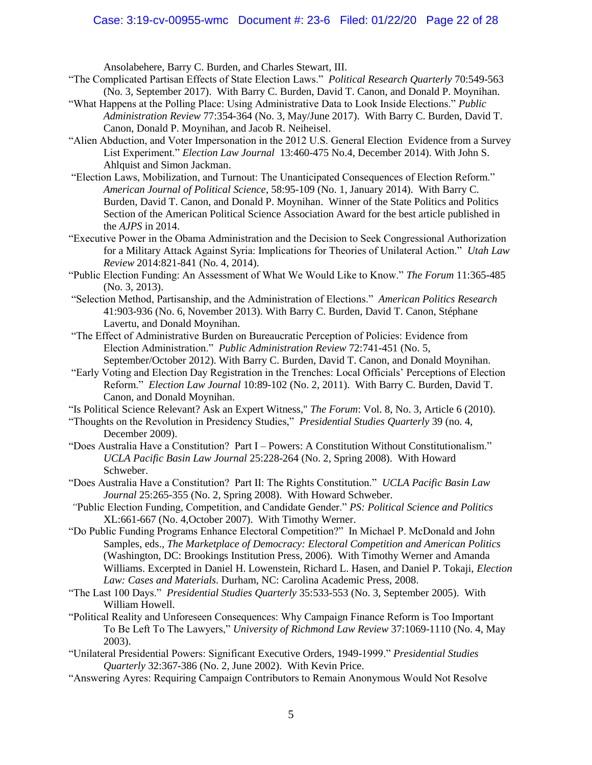Ansolabehere, Barry C. Burden, and Charles Stewart, III.

"The Complicated Partisan Effects of State Election Laws." *Political Research Quarterly* 70:549-563 (No. 3, September 2017). With Barry C. Burden, David T. Canon, and Donald P. Moynihan.

"What Happens at the Polling Place: Using Administrative Data to Look Inside Elections." *Public Administration Review* 77:354-364 (No. 3, May/June 2017). With Barry C. Burden, David T. Canon, Donald P. Moynihan, and Jacob R. Neiheisel.

"Alien Abduction, and Voter Impersonation in the 2012 U.S. General Election Evidence from a Survey List Experiment." *Election Law Journal* 13:460-475 No.4, December 2014). With John S. Ahlquist and Simon Jackman.

"Election Laws, Mobilization, and Turnout: The Unanticipated Consequences of Election Reform." *American Journal of Political Science*, 58:95-109 (No. 1, January 2014). With Barry C. Burden, David T. Canon, and Donald P. Moynihan. Winner of the State Politics and Politics Section of the American Political Science Association Award for the best article published in the *AJPS* in 2014.

"Executive Power in the Obama Administration and the Decision to Seek Congressional Authorization for a Military Attack Against Syria: Implications for Theories of Unilateral Action." *Utah Law Review* 2014:821-841 (No. 4, 2014).

"Public Election Funding: An Assessment of What We Would Like to Know." *The Forum* 11:365-485 (No. 3, 2013).

"Selection Method, Partisanship, and the Administration of Elections." *American Politics Research* 41:903-936 (No. 6, November 2013). With Barry C. Burden, David T. Canon, Stéphane Lavertu, and Donald Moynihan.

"The Effect of Administrative Burden on Bureaucratic Perception of Policies: Evidence from Election Administration." *Public Administration Review* 72:741-451 (No. 5, September/October 2012). With Barry C. Burden, David T. Canon, and Donald Moynihan.

"Early Voting and Election Day Registration in the Trenches: Local Officials' Perceptions of Election Reform." *Election Law Journal* 10:89-102 (No. 2, 2011). With Barry C. Burden, David T. Canon, and Donald Moynihan.

"Is Political Science Relevant? Ask an Expert Witness," *The Forum*: Vol. 8, No. 3, Article 6 (2010).

"Thoughts on the Revolution in Presidency Studies," *Presidential Studies Quarterly* 39 (no. 4, December 2009).

"Does Australia Have a Constitution? Part I – Powers: A Constitution Without Constitutionalism." *UCLA Pacific Basin Law Journal* 25:228-264 (No. 2, Spring 2008). With Howard Schweber.

"Does Australia Have a Constitution? Part II: The Rights Constitution." *UCLA Pacific Basin Law Journal* 25:265-355 (No. 2, Spring 2008). With Howard Schweber.

"Public Election Funding, Competition, and Candidate Gender." *PS: Political Science and Politics* XL:661-667 (No. 4,October 2007). With Timothy Werner.

"Do Public Funding Programs Enhance Electoral Competition?" In Michael P. McDonald and John Samples, eds., *The Marketplace of Democracy: Electoral Competition and American Politics* (Washington, DC: Brookings Institution Press, 2006). With Timothy Werner and Amanda Williams. Excerpted in Daniel H. Lowenstein, Richard L. Hasen, and Daniel P. Tokaji, *Election Law: Cases and Materials*. Durham, NC: Carolina Academic Press, 2008.

"The Last 100 Days." *Presidential Studies Quarterly* 35:533-553 (No. 3, September 2005). With William Howell.

"Political Reality and Unforeseen Consequences: Why Campaign Finance Reform is Too Important To Be Left To The Lawyers," *University of Richmond Law Review* 37:1069-1110 (No. 4, May 2003).

"Unilateral Presidential Powers: Significant Executive Orders, 1949-1999." *Presidential Studies Quarterly* 32:367-386 (No. 2, June 2002). With Kevin Price.

"Answering Ayres: Requiring Campaign Contributors to Remain Anonymous Would Not Resolve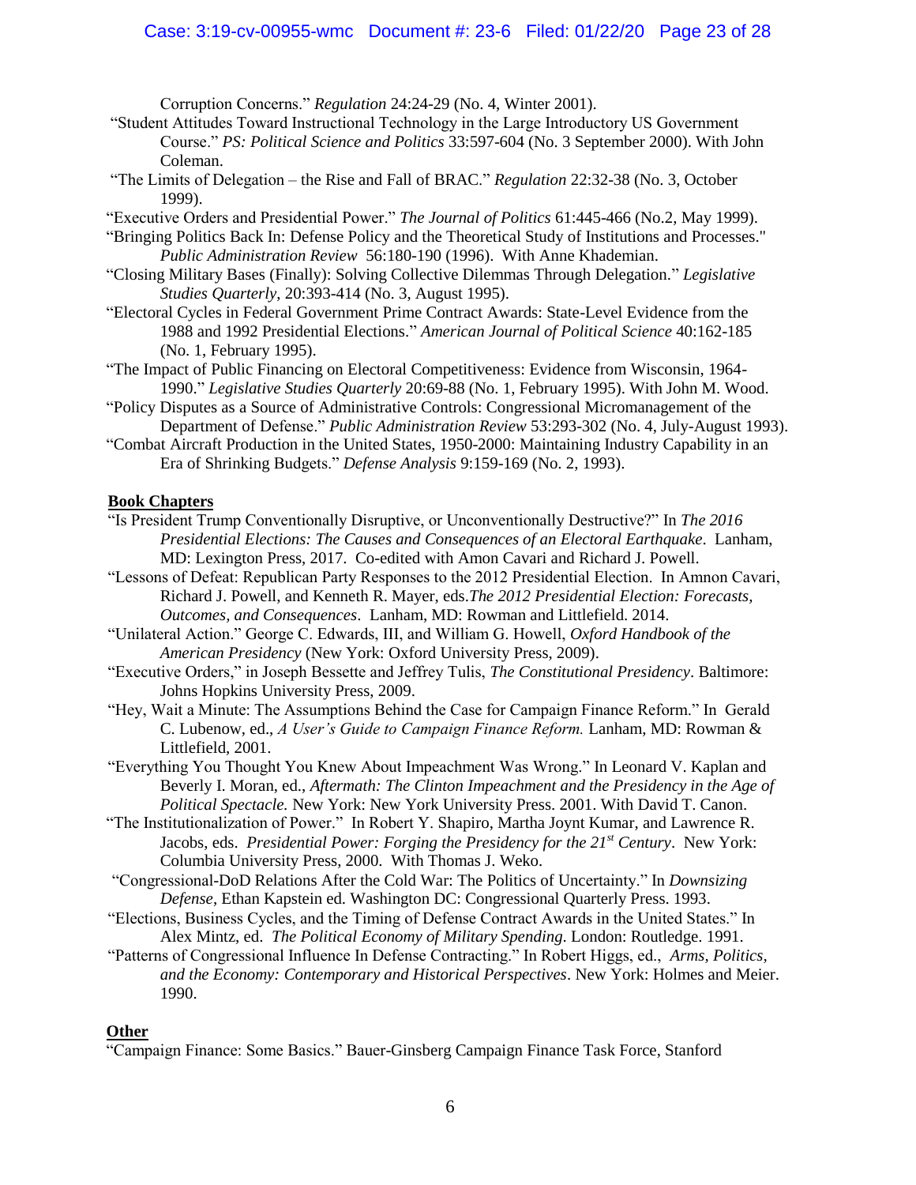Corruption Concerns." *Regulation* 24:24-29 (No. 4, Winter 2001).

"Student Attitudes Toward Instructional Technology in the Large Introductory US Government Course." *PS: Political Science and Politics* 33:597-604 (No. 3 September 2000). With John Coleman.

"The Limits of Delegation – the Rise and Fall of BRAC." *Regulation* 22:32-38 (No. 3, October 1999).

"Executive Orders and Presidential Power." *The Journal of Politics* 61:445-466 (No.2, May 1999).

"Bringing Politics Back In: Defense Policy and the Theoretical Study of Institutions and Processes." *Public Administration Review* 56:180-190 (1996). With Anne Khademian.

"Closing Military Bases (Finally): Solving Collective Dilemmas Through Delegation." *Legislative Studies Quarterly*, 20:393-414 (No. 3, August 1995).

"Electoral Cycles in Federal Government Prime Contract Awards: State-Level Evidence from the 1988 and 1992 Presidential Elections." *American Journal of Political Science* 40:162-185 (No. 1, February 1995).

"The Impact of Public Financing on Electoral Competitiveness: Evidence from Wisconsin, 1964-1990." *Legislative Studies Quarterly* 20:69-88 (No. 1, February 1995). With John M. Wood.

"Policy Disputes as a Source of Administrative Controls: Congressional Micromanagement of the Department of Defense." *Public Administration Review* 53:293-302 (No. 4, July-August 1993).

"Combat Aircraft Production in the United States, 1950-2000: Maintaining Industry Capability in an Era of Shrinking Budgets." *Defense Analysis* 9:159-169 (No. 2, 1993).

**Book Chapters**

"Is President Trump Conventionally Disruptive, or Unconventionally Destructive?" In *The 2016 Presidential Elections: The Causes and Consequences of an Electoral Earthquake*. Lanham, MD: Lexington Press, 2017. Co-edited with Amon Cavari and Richard J. Powell.

"Lessons of Defeat: Republican Party Responses to the 2012 Presidential Election. In Amnon Cavari, Richard J. Powell, and Kenneth R. Mayer, eds.*The 2012 Presidential Election: Forecasts, Outcomes, and Consequences*. Lanham, MD: Rowman and Littlefield. 2014.

"Unilateral Action." George C. Edwards, III, and William G. Howell, *Oxford Handbook of the American Presidency* (New York: Oxford University Press, 2009).

"Executive Orders," in Joseph Bessette and Jeffrey Tulis, *The Constitutional Presidency*. Baltimore: Johns Hopkins University Press, 2009.

"Hey, Wait a Minute: The Assumptions Behind the Case for Campaign Finance Reform." In Gerald C. Lubenow, ed., *A User's Guide to Campaign Finance Reform.* Lanham, MD: Rowman & Littlefield, 2001.

"Everything You Thought You Knew About Impeachment Was Wrong." In Leonard V. Kaplan and Beverly I. Moran, ed., *Aftermath: The Clinton Impeachment and the Presidency in the Age of Political Spectacle.* New York: New York University Press. 2001. With David T. Canon.

"The Institutionalization of Power." In Robert Y. Shapiro, Martha Joynt Kumar, and Lawrence R. Jacobs, eds. *Presidential Power: Forging the Presidency for the 21st Century*. New York: Columbia University Press, 2000. With Thomas J. Weko.

"Congressional-DoD Relations After the Cold War: The Politics of Uncertainty." In *Downsizing Defense*, Ethan Kapstein ed. Washington DC: Congressional Quarterly Press. 1993.

"Elections, Business Cycles, and the Timing of Defense Contract Awards in the United States." In Alex Mintz, ed. *The Political Economy of Military Spending*. London: Routledge. 1991.

"Patterns of Congressional Influence In Defense Contracting." In Robert Higgs, ed., *Arms, Politics, and the Economy: Contemporary and Historical Perspectives*. New York: Holmes and Meier. 1990.

**Other**

"Campaign Finance: Some Basics." Bauer-Ginsberg Campaign Finance Task Force, Stanford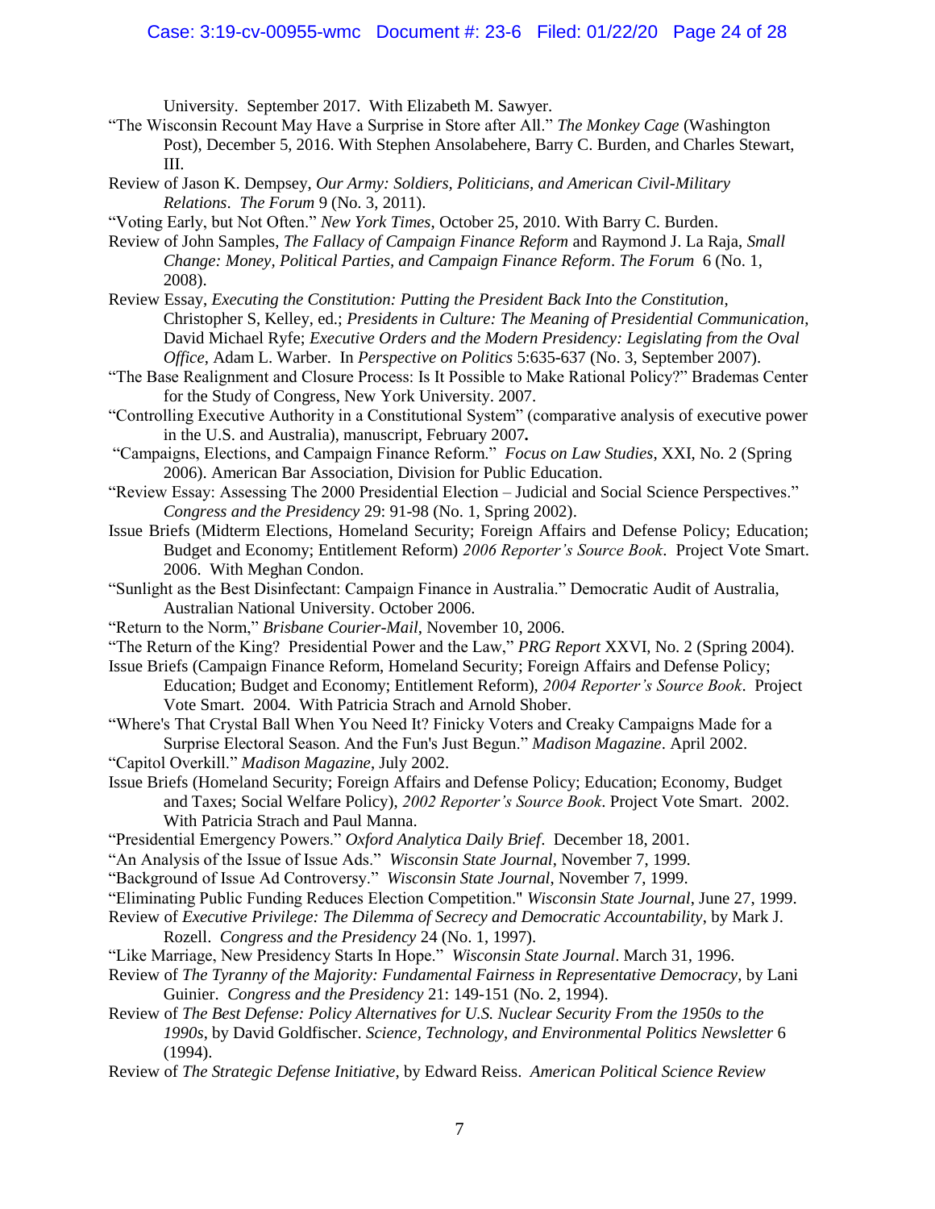University. September 2017. With Elizabeth M. Sawyer.

"The Wisconsin Recount May Have a Surprise in Store after All." *The Monkey Cage* (Washington Post), December 5, 2016. With Stephen Ansolabehere, Barry C. Burden, and Charles Stewart, III.

Review of Jason K. Dempsey, *Our Army: Soldiers, Politicians, and American Civil-Military Relations*. *The Forum* 9 (No. 3, 2011).

"Voting Early, but Not Often." *New York Times*, October 25, 2010. With Barry C. Burden.

Review of John Samples, *The Fallacy of Campaign Finance Reform* and Raymond J. La Raja, *Small Change: Money, Political Parties, and Campaign Finance Reform*. *The Forum* 6 (No. 1, 2008).

Review Essay, *Executing the Constitution: Putting the President Back Into the Constitution*, Christopher S, Kelley, ed.; *Presidents in Culture: The Meaning of Presidential Communication*, David Michael Ryfe; *Executive Orders and the Modern Presidency: Legislating from the Oval Office*, Adam L. Warber. In *Perspective on Politics* 5:635-637 (No. 3, September 2007).

"The Base Realignment and Closure Process: Is It Possible to Make Rational Policy?" Brademas Center for the Study of Congress, New York University. 2007.

"Controlling Executive Authority in a Constitutional System" (comparative analysis of executive power in the U.S. and Australia), manuscript, February 2007**.**

"Campaigns, Elections, and Campaign Finance Reform." *Focus on Law Studies*, XXI, No. 2 (Spring 2006). American Bar Association, Division for Public Education.

"Review Essay: Assessing The 2000 Presidential Election – Judicial and Social Science Perspectives." *Congress and the Presidency* 29: 91-98 (No. 1, Spring 2002).

Issue Briefs (Midterm Elections, Homeland Security; Foreign Affairs and Defense Policy; Education; Budget and Economy; Entitlement Reform) *2006 Reporter's Source Book*. Project Vote Smart. 2006. With Meghan Condon.

"Sunlight as the Best Disinfectant: Campaign Finance in Australia." Democratic Audit of Australia, Australian National University. October 2006.

"Return to the Norm," *Brisbane Courier-Mail*, November 10, 2006.

"The Return of the King? Presidential Power and the Law," *PRG Report* XXVI, No. 2 (Spring 2004).

Issue Briefs (Campaign Finance Reform, Homeland Security; Foreign Affairs and Defense Policy; Education; Budget and Economy; Entitlement Reform), *2004 Reporter's Source Book*. Project Vote Smart. 2004. With Patricia Strach and Arnold Shober.

"Where's That Crystal Ball When You Need It? Finicky Voters and Creaky Campaigns Made for a Surprise Electoral Season. And the Fun's Just Begun." *Madison Magazine*. April 2002.

"Capitol Overkill." *Madison Magazine*, July 2002.

Issue Briefs (Homeland Security; Foreign Affairs and Defense Policy; Education; Economy, Budget and Taxes; Social Welfare Policy), *2002 Reporter's Source Book*. Project Vote Smart. 2002. With Patricia Strach and Paul Manna.

"Presidential Emergency Powers." *Oxford Analytica Daily Brief*. December 18, 2001.

"An Analysis of the Issue of Issue Ads." *Wisconsin State Journal*, November 7, 1999.

"Background of Issue Ad Controversy." *Wisconsin State Journal*, November 7, 1999.

"Eliminating Public Funding Reduces Election Competition." *Wisconsin State Journal*, June 27, 1999.

Review of *Executive Privilege: The Dilemma of Secrecy and Democratic Accountability*, by Mark J. Rozell. *Congress and the Presidency* 24 (No. 1, 1997).

"Like Marriage, New Presidency Starts In Hope." *Wisconsin State Journal*. March 31, 1996.

Review of *The Tyranny of the Majority: Fundamental Fairness in Representative Democracy*, by Lani Guinier. *Congress and the Presidency* 21: 149-151 (No. 2, 1994).

Review of *The Best Defense: Policy Alternatives for U.S. Nuclear Security From the 1950s to the 1990s*, by David Goldfischer. *Science, Technology, and Environmental Politics Newsletter* 6 (1994).

Review of *The Strategic Defense Initiative*, by Edward Reiss. *American Political Science Review*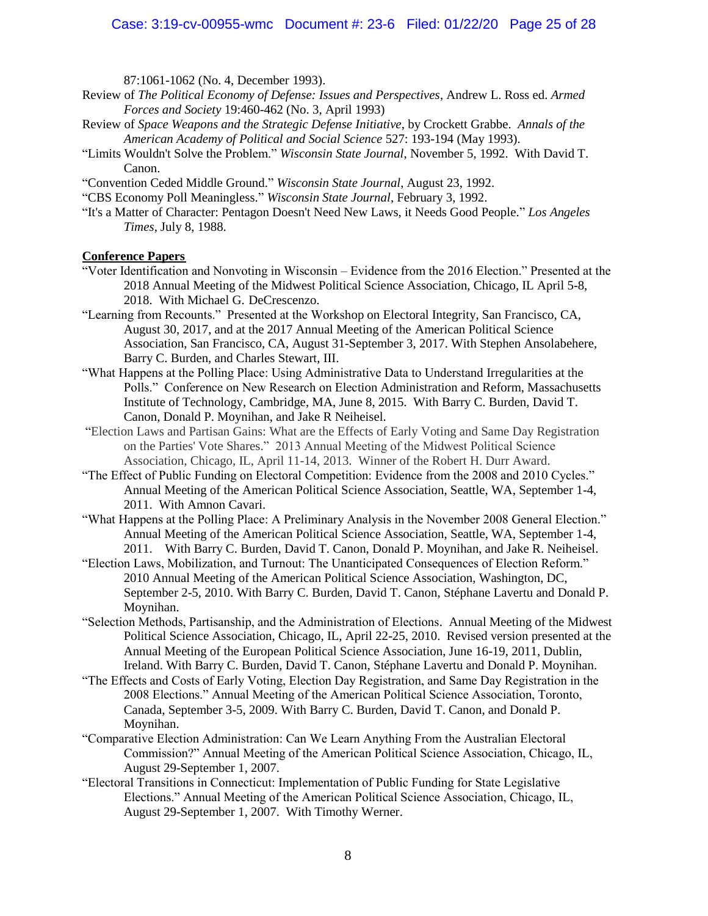87:1061-1062 (No. 4, December 1993).

Review of *The Political Economy of Defense: Issues and Perspectives*, Andrew L. Ross ed. *Armed Forces and Society* 19:460-462 (No. 3, April 1993)

Review of *Space Weapons and the Strategic Defense Initiative*, by Crockett Grabbe. *Annals of the American Academy of Political and Social Science* 527: 193-194 (May 1993).

"Limits Wouldn't Solve the Problem." *Wisconsin State Journal*, November 5, 1992. With David T. Canon.

"Convention Ceded Middle Ground." *Wisconsin State Journal*, August 23, 1992.

"CBS Economy Poll Meaningless." *Wisconsin State Journal*, February 3, 1992.

"It's a Matter of Character: Pentagon Doesn't Need New Laws, it Needs Good People." *Los Angeles Times*, July 8, 1988.

**Conference Papers**

"Voter Identification and Nonvoting in Wisconsin – Evidence from the 2016 Election." Presented at the 2018 Annual Meeting of the Midwest Political Science Association, Chicago, IL April 5-8, 2018. With Michael G. DeCrescenzo.

"Learning from Recounts." Presented at the Workshop on Electoral Integrity, San Francisco, CA, August 30, 2017, and at the 2017 Annual Meeting of the American Political Science Association, San Francisco, CA, August 31-September 3, 2017. With Stephen Ansolabehere, Barry C. Burden, and Charles Stewart, III.

"What Happens at the Polling Place: Using Administrative Data to Understand Irregularities at the Polls." Conference on New Research on Election Administration and Reform, Massachusetts Institute of Technology, Cambridge, MA, June 8, 2015. With Barry C. Burden, David T. Canon, Donald P. Moynihan, and Jake R Neiheisel.

"Election Laws and Partisan Gains: What are the Effects of Early Voting and Same Day Registration on the Parties' Vote Shares." 2013 Annual Meeting of the Midwest Political Science Association, Chicago, IL, April 11-14, 2013. Winner of the Robert H. Durr Award.

"The Effect of Public Funding on Electoral Competition: Evidence from the 2008 and 2010 Cycles." Annual Meeting of the American Political Science Association, Seattle, WA, September 1-4, 2011. With Amnon Cavari.

"What Happens at the Polling Place: A Preliminary Analysis in the November 2008 General Election." Annual Meeting of the American Political Science Association, Seattle, WA, September 1-4, 2011. With Barry C. Burden, David T. Canon, Donald P. Moynihan, and Jake R. Neiheisel.

"Election Laws, Mobilization, and Turnout: The Unanticipated Consequences of Election Reform." 2010 Annual Meeting of the American Political Science Association, Washington, DC, September 2-5, 2010. With Barry C. Burden, David T. Canon, Stéphane Lavertu and Donald P. Moynihan.

"Selection Methods, Partisanship, and the Administration of Elections. Annual Meeting of the Midwest Political Science Association, Chicago, IL, April 22-25, 2010. Revised version presented at the Annual Meeting of the European Political Science Association, June 16-19, 2011, Dublin, Ireland. With Barry C. Burden, David T. Canon, Stéphane Lavertu and Donald P. Moynihan.

"The Effects and Costs of Early Voting, Election Day Registration, and Same Day Registration in the 2008 Elections." Annual Meeting of the American Political Science Association, Toronto, Canada, September 3-5, 2009. With Barry C. Burden, David T. Canon, and Donald P. Moynihan.

"Comparative Election Administration: Can We Learn Anything From the Australian Electoral Commission?" Annual Meeting of the American Political Science Association, Chicago, IL, August 29-September 1, 2007.

"Electoral Transitions in Connecticut: Implementation of Public Funding for State Legislative Elections." Annual Meeting of the American Political Science Association, Chicago, IL, August 29-September 1, 2007. With Timothy Werner.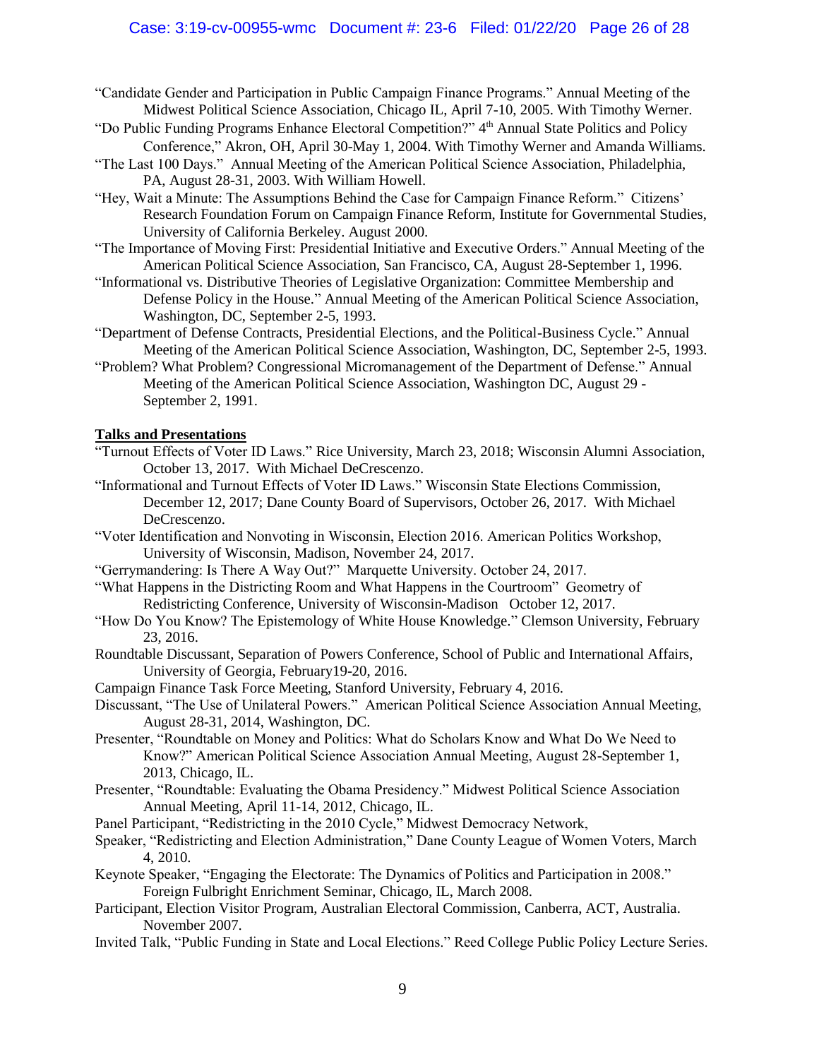"Candidate Gender and Participation in Public Campaign Finance Programs." Annual Meeting of the Midwest Political Science Association, Chicago IL, April 7-10, 2005. With Timothy Werner.

"Do Public Funding Programs Enhance Electoral Competition?" 4th Annual State Politics and Policy Conference," Akron, OH, April 30-May 1, 2004. With Timothy Werner and Amanda Williams.

"The Last 100 Days." Annual Meeting of the American Political Science Association, Philadelphia, PA, August 28-31, 2003. With William Howell.

"Hey, Wait a Minute: The Assumptions Behind the Case for Campaign Finance Reform." Citizens' Research Foundation Forum on Campaign Finance Reform, Institute for Governmental Studies, University of California Berkeley. August 2000.

"The Importance of Moving First: Presidential Initiative and Executive Orders." Annual Meeting of the American Political Science Association, San Francisco, CA, August 28-September 1, 1996.

"Informational vs. Distributive Theories of Legislative Organization: Committee Membership and Defense Policy in the House." Annual Meeting of the American Political Science Association, Washington, DC, September 2-5, 1993.

"Department of Defense Contracts, Presidential Elections, and the Political-Business Cycle." Annual Meeting of the American Political Science Association, Washington, DC, September 2-5, 1993.

"Problem? What Problem? Congressional Micromanagement of the Department of Defense." Annual Meeting of the American Political Science Association, Washington DC, August 29 - September 2, 1991.

**Talks and Presentations**

"Turnout Effects of Voter ID Laws." Rice University, March 23, 2018; Wisconsin Alumni Association, October 13, 2017. With Michael DeCrescenzo.

"Informational and Turnout Effects of Voter ID Laws." Wisconsin State Elections Commission, December 12, 2017; Dane County Board of Supervisors, October 26, 2017. With Michael DeCrescenzo.

"Voter Identification and Nonvoting in Wisconsin, Election 2016. American Politics Workshop, University of Wisconsin, Madison, November 24, 2017.

"Gerrymandering: Is There A Way Out?" Marquette University. October 24, 2017.

"What Happens in the Districting Room and What Happens in the Courtroom" Geometry of Redistricting Conference, University of Wisconsin-Madison October 12, 2017.

"How Do You Know? The Epistemology of White House Knowledge." Clemson University, February 23, 2016.

Roundtable Discussant, Separation of Powers Conference, School of Public and International Affairs, University of Georgia, February19-20, 2016.

Campaign Finance Task Force Meeting, Stanford University, February 4, 2016.

Discussant, "The Use of Unilateral Powers." American Political Science Association Annual Meeting, August 28-31, 2014, Washington, DC.

Presenter, "Roundtable on Money and Politics: What do Scholars Know and What Do We Need to Know?" American Political Science Association Annual Meeting, August 28-September 1, 2013, Chicago, IL.

Presenter, "Roundtable: Evaluating the Obama Presidency." Midwest Political Science Association Annual Meeting, April 11-14, 2012, Chicago, IL.

Panel Participant, "Redistricting in the 2010 Cycle," Midwest Democracy Network,

Speaker, "Redistricting and Election Administration," Dane County League of Women Voters, March 4, 2010.

Keynote Speaker, "Engaging the Electorate: The Dynamics of Politics and Participation in 2008." Foreign Fulbright Enrichment Seminar, Chicago, IL, March 2008.

Participant, Election Visitor Program, Australian Electoral Commission, Canberra, ACT, Australia. November 2007.

Invited Talk, "Public Funding in State and Local Elections." Reed College Public Policy Lecture Series.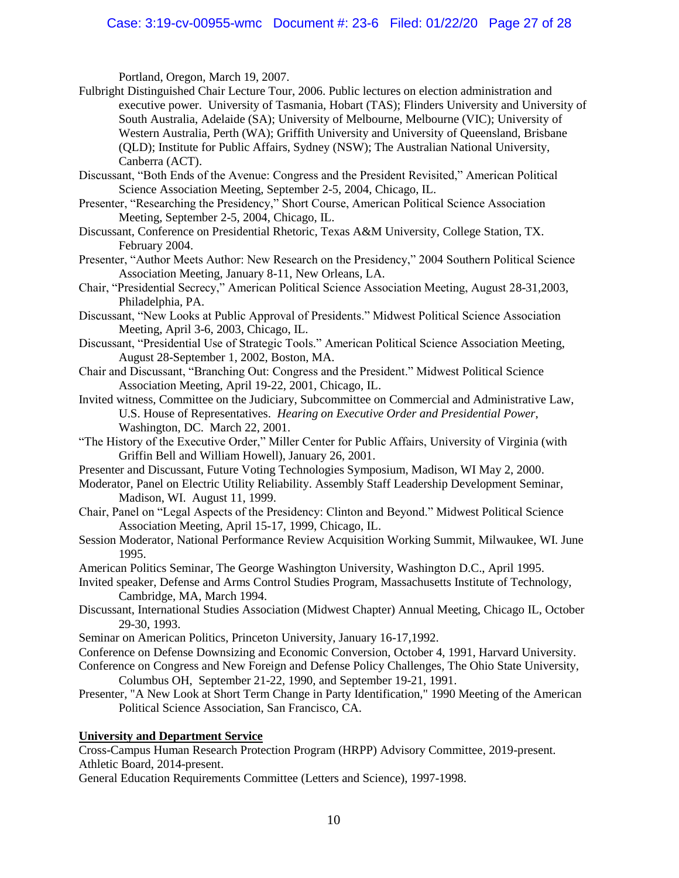Portland, Oregon, March 19, 2007.

Fulbright Distinguished Chair Lecture Tour, 2006. Public lectures on election administration and executive power. University of Tasmania, Hobart (TAS); Flinders University and University of South Australia, Adelaide (SA); University of Melbourne, Melbourne (VIC); University of Western Australia, Perth (WA); Griffith University and University of Queensland, Brisbane (QLD); Institute for Public Affairs, Sydney (NSW); The Australian National University, Canberra (ACT).

Discussant, "Both Ends of the Avenue: Congress and the President Revisited," American Political Science Association Meeting, September 2-5, 2004, Chicago, IL.

Presenter, "Researching the Presidency," Short Course, American Political Science Association Meeting, September 2-5, 2004, Chicago, IL.

Discussant, Conference on Presidential Rhetoric, Texas A&M University, College Station, TX. February 2004.

Presenter, "Author Meets Author: New Research on the Presidency," 2004 Southern Political Science Association Meeting, January 8-11, New Orleans, LA.

Chair, "Presidential Secrecy," American Political Science Association Meeting, August 28-31,2003, Philadelphia, PA.

Discussant, "New Looks at Public Approval of Presidents." Midwest Political Science Association Meeting, April 3-6, 2003, Chicago, IL.

Discussant, "Presidential Use of Strategic Tools." American Political Science Association Meeting, August 28-September 1, 2002, Boston, MA.

Chair and Discussant, "Branching Out: Congress and the President." Midwest Political Science Association Meeting, April 19-22, 2001, Chicago, IL.

Invited witness, Committee on the Judiciary, Subcommittee on Commercial and Administrative Law, U.S. House of Representatives. *Hearing on Executive Order and Presidential Power*, Washington, DC. March 22, 2001.

"The History of the Executive Order," Miller Center for Public Affairs, University of Virginia (with Griffin Bell and William Howell), January 26, 2001.

Presenter and Discussant, Future Voting Technologies Symposium, Madison, WI May 2, 2000.

Moderator, Panel on Electric Utility Reliability. Assembly Staff Leadership Development Seminar, Madison, WI. August 11, 1999.

Chair, Panel on "Legal Aspects of the Presidency: Clinton and Beyond." Midwest Political Science Association Meeting, April 15-17, 1999, Chicago, IL.

Session Moderator, National Performance Review Acquisition Working Summit, Milwaukee, WI. June 1995.

American Politics Seminar, The George Washington University, Washington D.C., April 1995.

Invited speaker, Defense and Arms Control Studies Program, Massachusetts Institute of Technology, Cambridge, MA, March 1994.

Discussant, International Studies Association (Midwest Chapter) Annual Meeting, Chicago IL, October 29-30, 1993.

Seminar on American Politics, Princeton University, January 16-17,1992.

Conference on Defense Downsizing and Economic Conversion, October 4, 1991, Harvard University.

Conference on Congress and New Foreign and Defense Policy Challenges, The Ohio State University, Columbus OH, September 21-22, 1990, and September 19-21, 1991.

Presenter, "A New Look at Short Term Change in Party Identification," 1990 Meeting of the American Political Science Association, San Francisco, CA.

**University and Department Service**

Cross-Campus Human Research Protection Program (HRPP) Advisory Committee, 2019-present.

Athletic Board, 2014-present.

General Education Requirements Committee (Letters and Science), 1997-1998.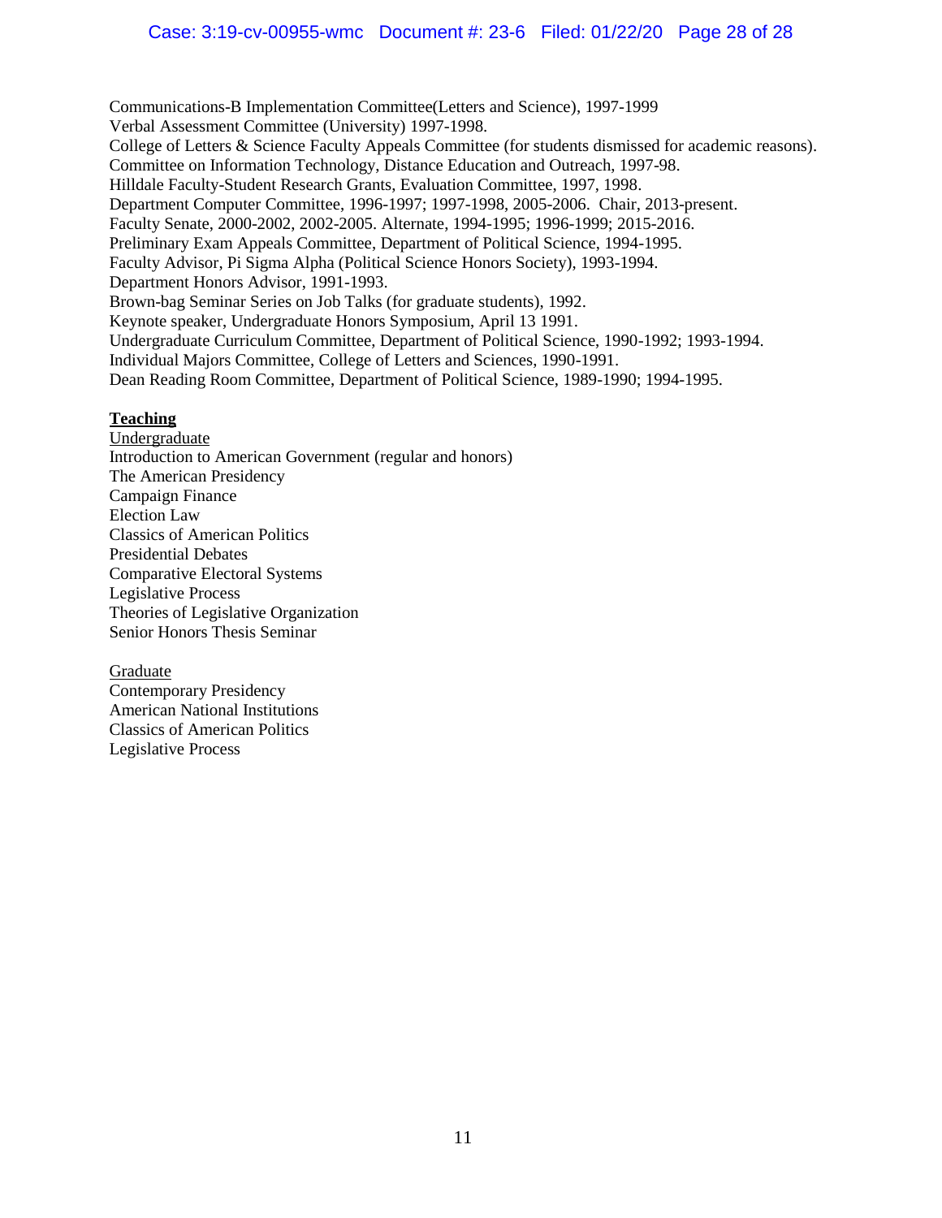Communications-B Implementation Committee(Letters and Science), 1997-1999
Verbal Assessment Committee (University) 1997-1998.
College of Letters & Science Faculty Appeals Committee (for students dismissed for academic reasons).
Committee on Information Technology, Distance Education and Outreach, 1997-98.
Hilldale Faculty-Student Research Grants, Evaluation Committee, 1997, 1998.
Department Computer Committee, 1996-1997; 1997-1998, 2005-2006. Chair, 2013-present.
Faculty Senate, 2000-2002, 2002-2005. Alternate, 1994-1995; 1996-1999; 2015-2016.
Preliminary Exam Appeals Committee, Department of Political Science, 1994-1995.
Faculty Advisor, Pi Sigma Alpha (Political Science Honors Society), 1993-1994.
Department Honors Advisor, 1991-1993.
Brown-bag Seminar Series on Job Talks (for graduate students), 1992.
Keynote speaker, Undergraduate Honors Symposium, April 13 1991.
Undergraduate Curriculum Committee, Department of Political Science, 1990-1992; 1993-1994.
Individual Majors Committee, College of Letters and Sciences, 1990-1991.
Dean Reading Room Committee, Department of Political Science, 1989-1990; 1994-1995.

**Teaching**

Undergraduate
Introduction to American Government (regular and honors)
The American Presidency
Campaign Finance
Election Law
Classics of American Politics
Presidential Debates
Comparative Electoral Systems
Legislative Process
Theories of Legislative Organization
Senior Honors Thesis Seminar

Graduate
Contemporary Presidency
American National Institutions
Classics of American Politics
Legislative Process